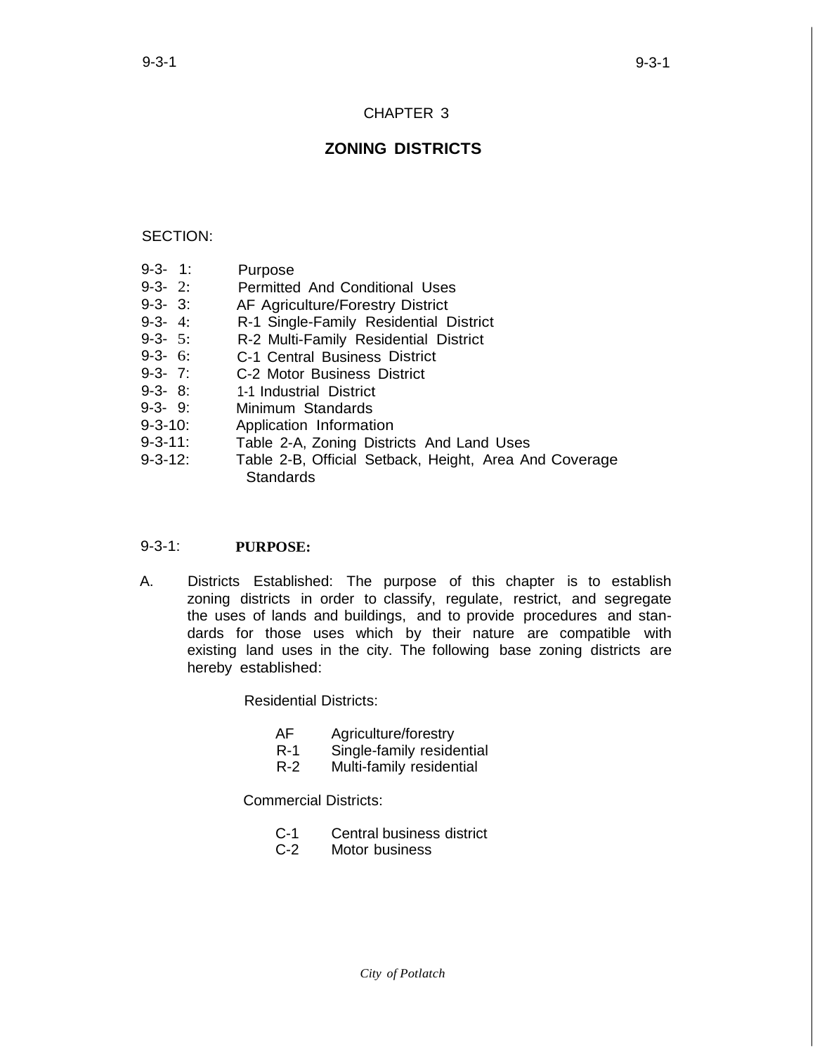# CHAPTER 3

## ZONING DISTRICTS

SECTION:

- 9-3- 1: Purpose
- 9-3- 2: Permitted And Conditional Uses
- 9-3- 3: AF Agriculture/Forestry District
- 9-3- 4: R-1 Single-Family Residential District
- 9-3- 5: R-2 Multi-Family Residential District
- 9-3- 6: C-1 Central Business District
- 9-3- 7: C-2 Motor Business District
- 9-3- 8: 1-1 Industrial District
- 9-3- 9: Minimum Standards
- 9-3-10: Application Information
- 9-3-11: Table 2-A, Zoning Districts And Land Uses
- 9-3-12: Table 2-B, Official Setback, Height, Area And Coverage Standards

### 9-3-1: PURPOSE:

A. Districts Established: The purpose of this chapter is to establish zoning districts in order to classify, regulate, restrict, and segregate the uses of lands and buildings, and to provide procedures and standards for those uses which by their nature are compatible with existing land uses in the city. The following base zoning districts are hereby established:

Residential Districts:

- AF Agriculture/forestry
- R-1 Single-family residential
- R-2 Multi-family residential

Commercial Districts:

- C-1 Central business district
- C-2 Motor business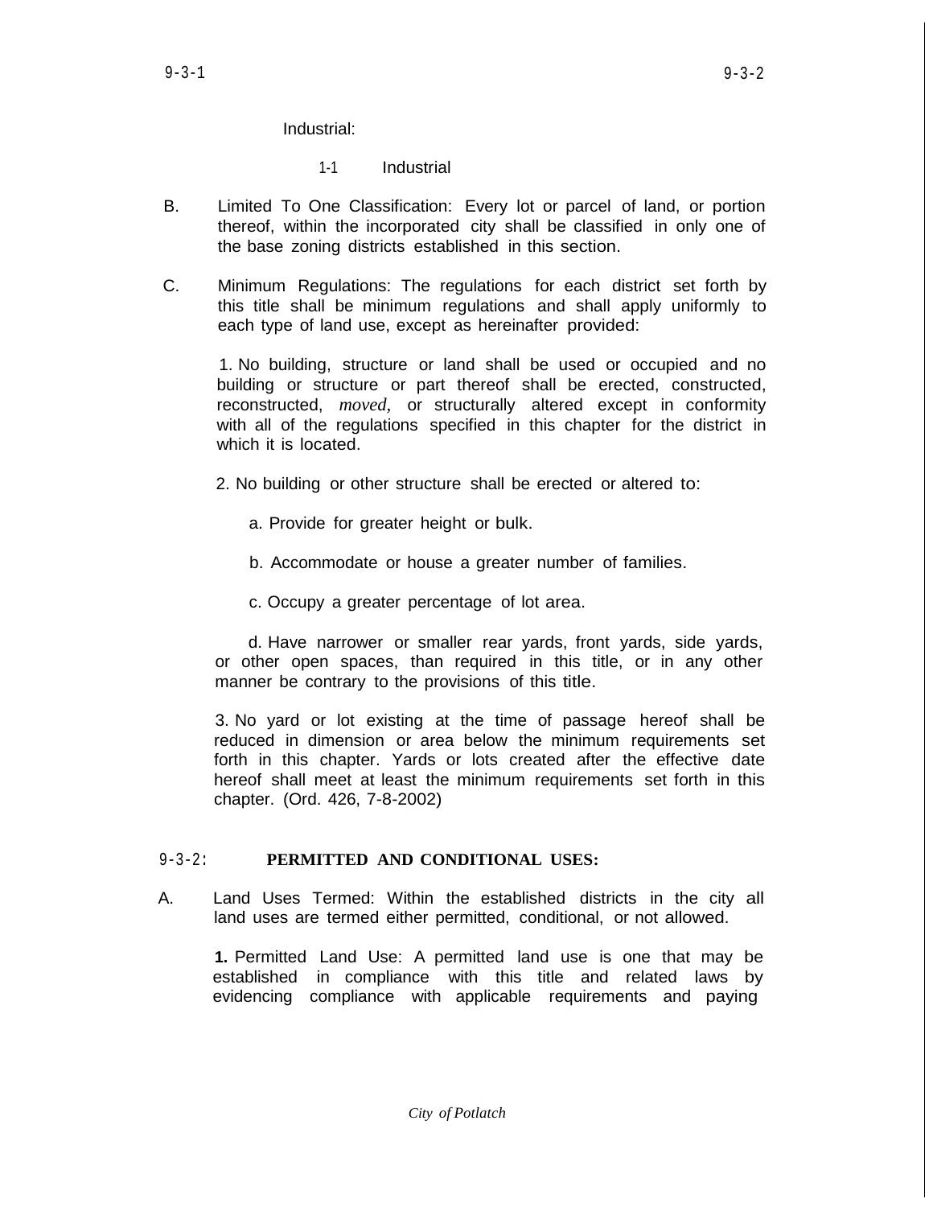Industrial:

1-1 Industrial

B. Limited To One Classification: Every lot or parcel of land, or portion thereof, within the incorporated city shall be classified in only one of the base zoning districts established in this section.

C. Minimum Regulations: The regulations for each district set forth by this title shall be minimum regulations and shall apply uniformly to each type of land use, except as hereinafter provided:

1. No building, structure or land shall be used or occupied and no building or structure or part thereof shall be erected, constructed, reconstructed, *moved*, or structurally altered except in conformity with all of the regulations specified in this chapter for the district in which it is located.

2. No building or other structure shall be erected or altered to:

a. Provide for greater height or bulk.

b. Accommodate or house a greater number of families.

c. Occupy a greater percentage of lot area.

d. Have narrower or smaller rear yards, front yards, side yards, or other open spaces, than required in this title, or in any other manner be contrary to the provisions of this title.

3. No yard or lot existing at the time of passage hereof shall be reduced in dimension or area below the minimum requirements set forth in this chapter. Yards or lots created after the effective date hereof shall meet at least the minimum requirements set forth in this chapter. (Ord. 426, 7-8-2002)

## 9-3-2: PERMITTED AND CONDITIONAL USES:

A. Land Uses Termed: Within the established districts in the city all land uses are termed either permitted, conditional, or not allowed.

**1.** Permitted Land Use: A permitted land use is one that may be established in compliance with this title and related laws by evidencing compliance with applicable requirements and paying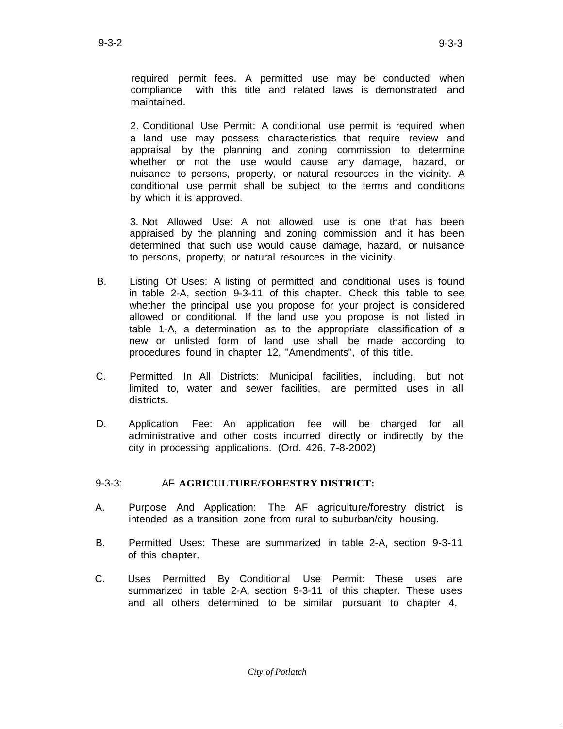required permit fees. A permitted use may be conducted when compliance with this title and related laws is demonstrated and maintained.

2. Conditional Use Permit: A conditional use permit is required when a land use may possess characteristics that require review and appraisal by the planning and zoning commission to determine whether or not the use would cause any damage, hazard, or nuisance to persons, property, or natural resources in the vicinity. A conditional use permit shall be subject to the terms and conditions by which it is approved.

3. Not Allowed Use: A not allowed use is one that has been appraised by the planning and zoning commission and it has been determined that such use would cause damage, hazard, or nuisance to persons, property, or natural resources in the vicinity.

B. Listing Of Uses: A listing of permitted and conditional uses is found in table 2-A, section 9-3-11 of this chapter. Check this table to see whether the principal use you propose for your project is considered allowed or conditional. If the land use you propose is not listed in table 1-A, a determination as to the appropriate classification of a new or unlisted form of land use shall be made according to procedures found in chapter 12, "Amendments", of this title.

C. Permitted In All Districts: Municipal facilities, including, but not limited to, water and sewer facilities, are permitted uses in all districts.

D. Application Fee: An application fee will be charged for all administrative and other costs incurred directly or indirectly by the city in processing applications. (Ord. 426, 7-8-2002)

## 9-3-3: AF **AGRICULTURE/FORESTRY DISTRICT:**

A. Purpose And Application: The AF agriculture/forestry district is intended as a transition zone from rural to suburban/city housing.

B. Permitted Uses: These are summarized in table 2-A, section 9-3-11 of this chapter.

C. Uses Permitted By Conditional Use Permit: These uses are summarized in table 2-A, section 9-3-11 of this chapter. These uses and all others determined to be similar pursuant to chapter 4,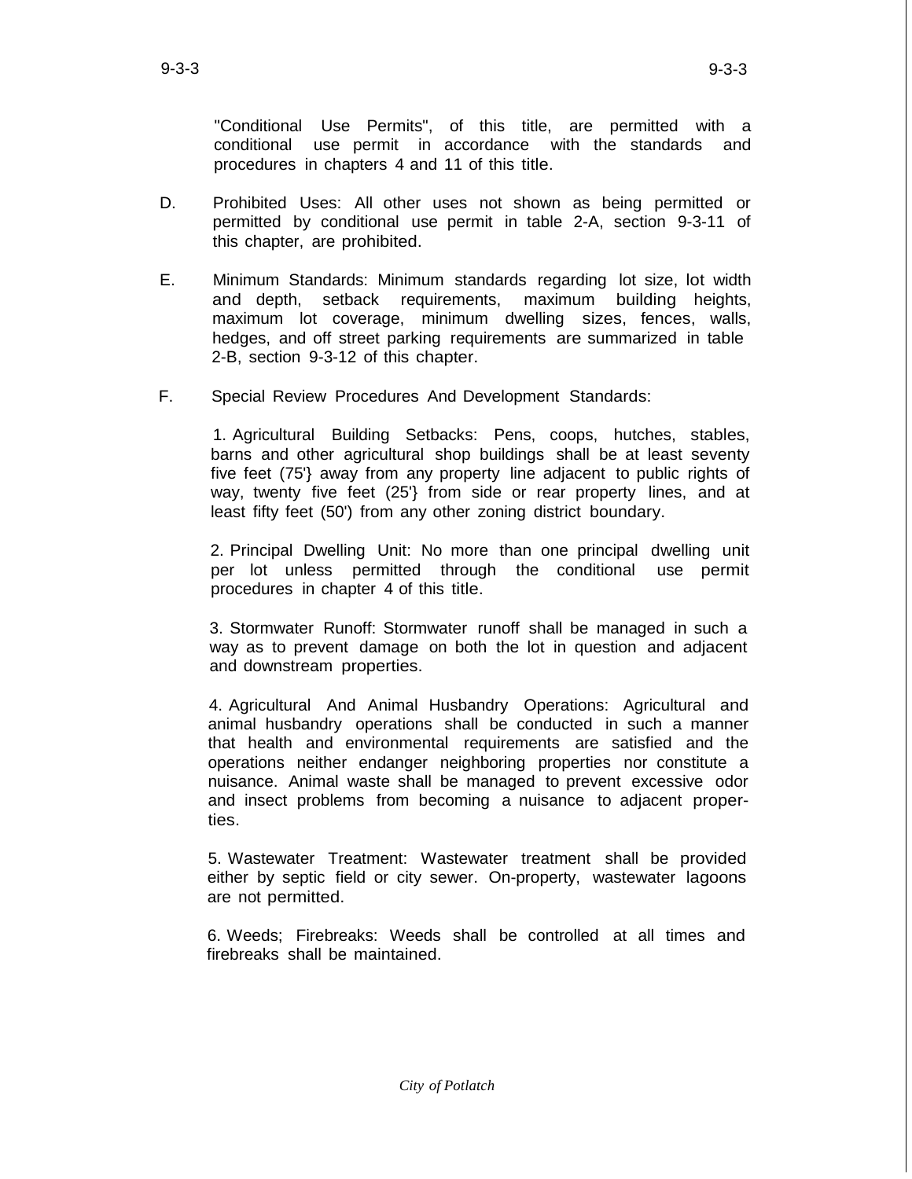"Conditional Use Permits", of this title, are permitted with a conditional use permit in accordance with the standards and procedures in chapters 4 and 11 of this title.

D. Prohibited Uses: All other uses not shown as being permitted or permitted by conditional use permit in table 2-A, section 9-3-11 of this chapter, are prohibited.

E. Minimum Standards: Minimum standards regarding lot size, lot width and depth, setback requirements, maximum building heights, maximum lot coverage, minimum dwelling sizes, fences, walls, hedges, and off street parking requirements are summarized in table 2-B, section 9-3-12 of this chapter.

F. Special Review Procedures And Development Standards:

1. Agricultural Building Setbacks: Pens, coops, hutches, stables, barns and other agricultural shop buildings shall be at least seventy five feet (75'} away from any property line adjacent to public rights of way, twenty five feet (25'} from side or rear property lines, and at least fifty feet (50') from any other zoning district boundary.

2. Principal Dwelling Unit: No more than one principal dwelling unit per lot unless permitted through the conditional use permit procedures in chapter 4 of this title.

3. Stormwater Runoff: Stormwater runoff shall be managed in such a way as to prevent damage on both the lot in question and adjacent and downstream properties.

4. Agricultural And Animal Husbandry Operations: Agricultural and animal husbandry operations shall be conducted in such a manner that health and environmental requirements are satisfied and the operations neither endanger neighboring properties nor constitute a nuisance. Animal waste shall be managed to prevent excessive odor and insect problems from becoming a nuisance to adjacent properties.

5. Wastewater Treatment: Wastewater treatment shall be provided either by septic field or city sewer. On-property, wastewater lagoons are not permitted.

6. Weeds; Firebreaks: Weeds shall be controlled at all times and firebreaks shall be maintained.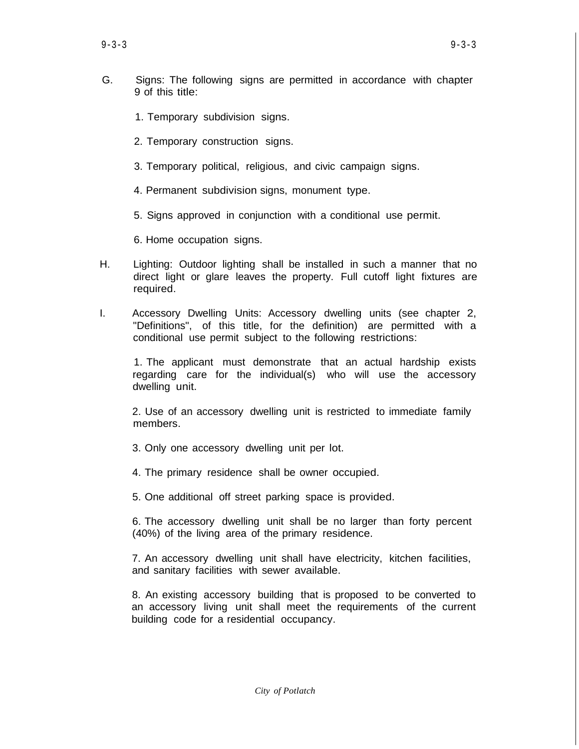G. Signs: The following signs are permitted in accordance with chapter 9 of this title:

1. Temporary subdivision signs.

2. Temporary construction signs.

3. Temporary political, religious, and civic campaign signs.

4. Permanent subdivision signs, monument type.

5. Signs approved in conjunction with a conditional use permit.

6. Home occupation signs.

H. Lighting: Outdoor lighting shall be installed in such a manner that no direct light or glare leaves the property. Full cutoff light fixtures are required.

I. Accessory Dwelling Units: Accessory dwelling units (see chapter 2, "Definitions", of this title, for the definition) are permitted with a conditional use permit subject to the following restrictions:

1. The applicant must demonstrate that an actual hardship exists regarding care for the individual(s) who will use the accessory dwelling unit.

2. Use of an accessory dwelling unit is restricted to immediate family members.

3. Only one accessory dwelling unit per lot.

4. The primary residence shall be owner occupied.

5. One additional off street parking space is provided.

6. The accessory dwelling unit shall be no larger than forty percent (40%) of the living area of the primary residence.

7. An accessory dwelling unit shall have electricity, kitchen facilities, and sanitary facilities with sewer available.

8. An existing accessory building that is proposed to be converted to an accessory living unit shall meet the requirements of the current building code for a residential occupancy.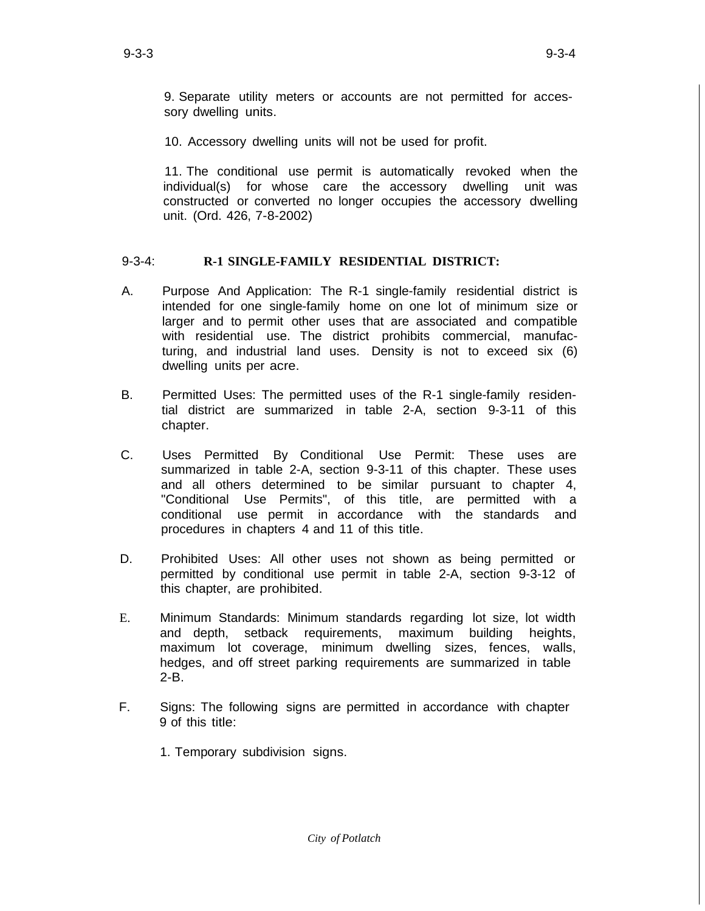9. Separate utility meters or accounts are not permitted for accessory dwelling units.

10. Accessory dwelling units will not be used for profit.

11. The conditional use permit is automatically revoked when the individual(s) for whose care the accessory dwelling unit was constructed or converted no longer occupies the accessory dwelling unit. (Ord. 426, 7-8-2002)

## 9-3-4: **R-1 SINGLE-FAMILY RESIDENTIAL DISTRICT:**

A. Purpose And Application: The R-1 single-family residential district is intended for one single-family home on one lot of minimum size or larger and to permit other uses that are associated and compatible with residential use. The district prohibits commercial, manufacturing, and industrial land uses. Density is not to exceed six (6) dwelling units per acre.

B. Permitted Uses: The permitted uses of the R-1 single-family residential district are summarized in table 2-A, section 9-3-11 of this chapter.

C. Uses Permitted By Conditional Use Permit: These uses are summarized in table 2-A, section 9-3-11 of this chapter. These uses and all others determined to be similar pursuant to chapter 4, "Conditional Use Permits", of this title, are permitted with a conditional use permit in accordance with the standards and procedures in chapters 4 and 11 of this title.

D. Prohibited Uses: All other uses not shown as being permitted or permitted by conditional use permit in table 2-A, section 9-3-12 of this chapter, are prohibited.

E. Minimum Standards: Minimum standards regarding lot size, lot width and depth, setback requirements, maximum building heights, maximum lot coverage, minimum dwelling sizes, fences, walls, hedges, and off street parking requirements are summarized in table 2-B.

F. Signs: The following signs are permitted in accordance with chapter 9 of this title:

1. Temporary subdivision signs.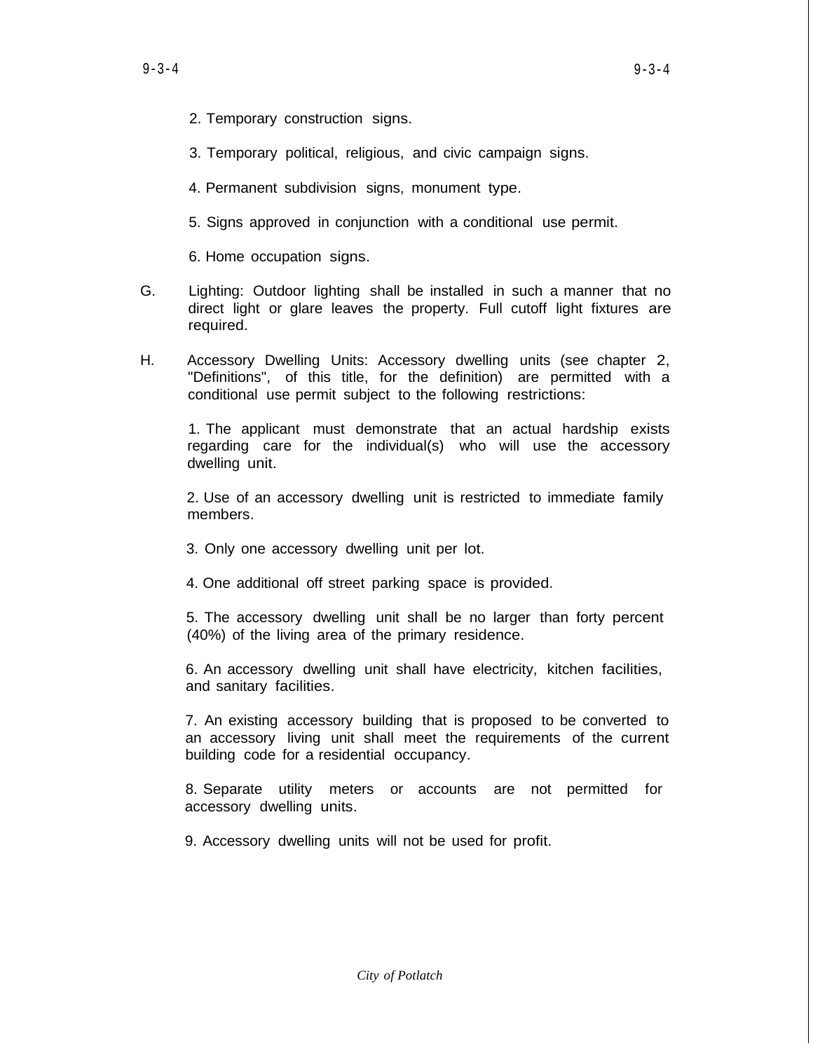2. Temporary construction signs.

3. Temporary political, religious, and civic campaign signs.

4. Permanent subdivision signs, monument type.

5. Signs approved in conjunction with a conditional use permit.

6. Home occupation signs.

G. Lighting: Outdoor lighting shall be installed in such a manner that no direct light or glare leaves the property. Full cutoff light fixtures are required.

H. Accessory Dwelling Units: Accessory dwelling units (see chapter 2, "Definitions", of this title, for the definition) are permitted with a conditional use permit subject to the following restrictions:

1. The applicant must demonstrate that an actual hardship exists regarding care for the individual(s) who will use the accessory dwelling unit.

2. Use of an accessory dwelling unit is restricted to immediate family members.

3. Only one accessory dwelling unit per lot.

4. One additional off street parking space is provided.

5. The accessory dwelling unit shall be no larger than forty percent (40%) of the living area of the primary residence.

6. An accessory dwelling unit shall have electricity, kitchen facilities, and sanitary facilities.

7. An existing accessory building that is proposed to be converted to an accessory living unit shall meet the requirements of the current building code for a residential occupancy.

8. Separate utility meters or accounts are not permitted for accessory dwelling units.

9. Accessory dwelling units will not be used for profit.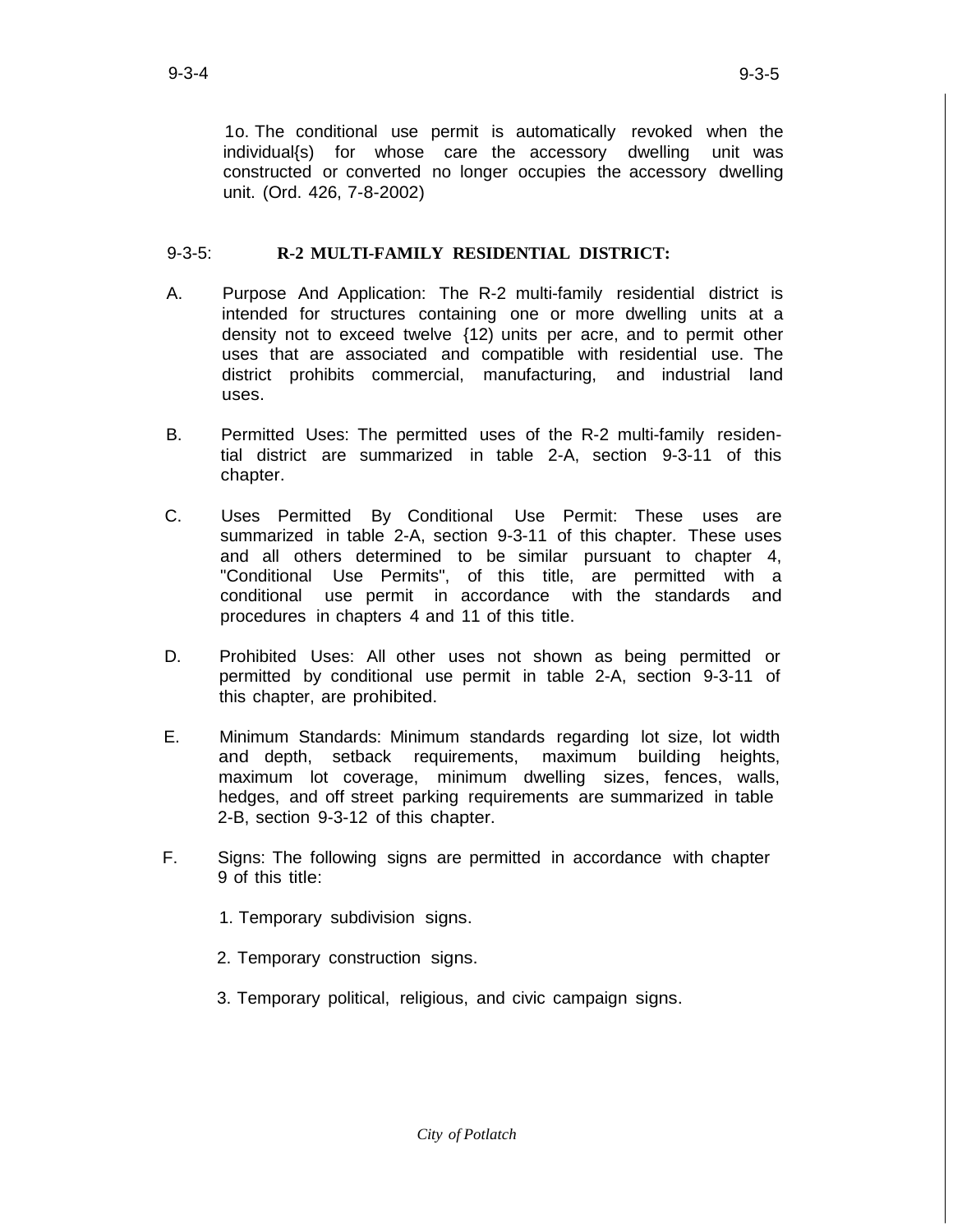10. The conditional use permit is automatically revoked when the individual(s) for whose care the accessory dwelling unit was constructed or converted no longer occupies the accessory dwelling unit. (Ord. 426, 7-8-2002)

## 9-3-5: **R-2 MULTI-FAMILY RESIDENTIAL DISTRICT:**

A. Purpose And Application: The R-2 multi-family residential district is intended for structures containing one or more dwelling units at a density not to exceed twelve (12) units per acre, and to permit other uses that are associated and compatible with residential use. The district prohibits commercial, manufacturing, and industrial land uses.

B. Permitted Uses: The permitted uses of the R-2 multi-family residential district are summarized in table 2-A, section 9-3-11 of this chapter.

C. Uses Permitted By Conditional Use Permit: These uses are summarized in table 2-A, section 9-3-11 of this chapter. These uses and all others determined to be similar pursuant to chapter 4, "Conditional Use Permits", of this title, are permitted with a conditional use permit in accordance with the standards and procedures in chapters 4 and 11 of this title.

D. Prohibited Uses: All other uses not shown as being permitted or permitted by conditional use permit in table 2-A, section 9-3-11 of this chapter, are prohibited.

E. Minimum Standards: Minimum standards regarding lot size, lot width and depth, setback requirements, maximum building heights, maximum lot coverage, minimum dwelling sizes, fences, walls, hedges, and off street parking requirements are summarized in table 2-B, section 9-3-12 of this chapter.

F. Signs: The following signs are permitted in accordance with chapter 9 of this title:

1. Temporary subdivision signs.
2. Temporary construction signs.
3. Temporary political, religious, and civic campaign signs.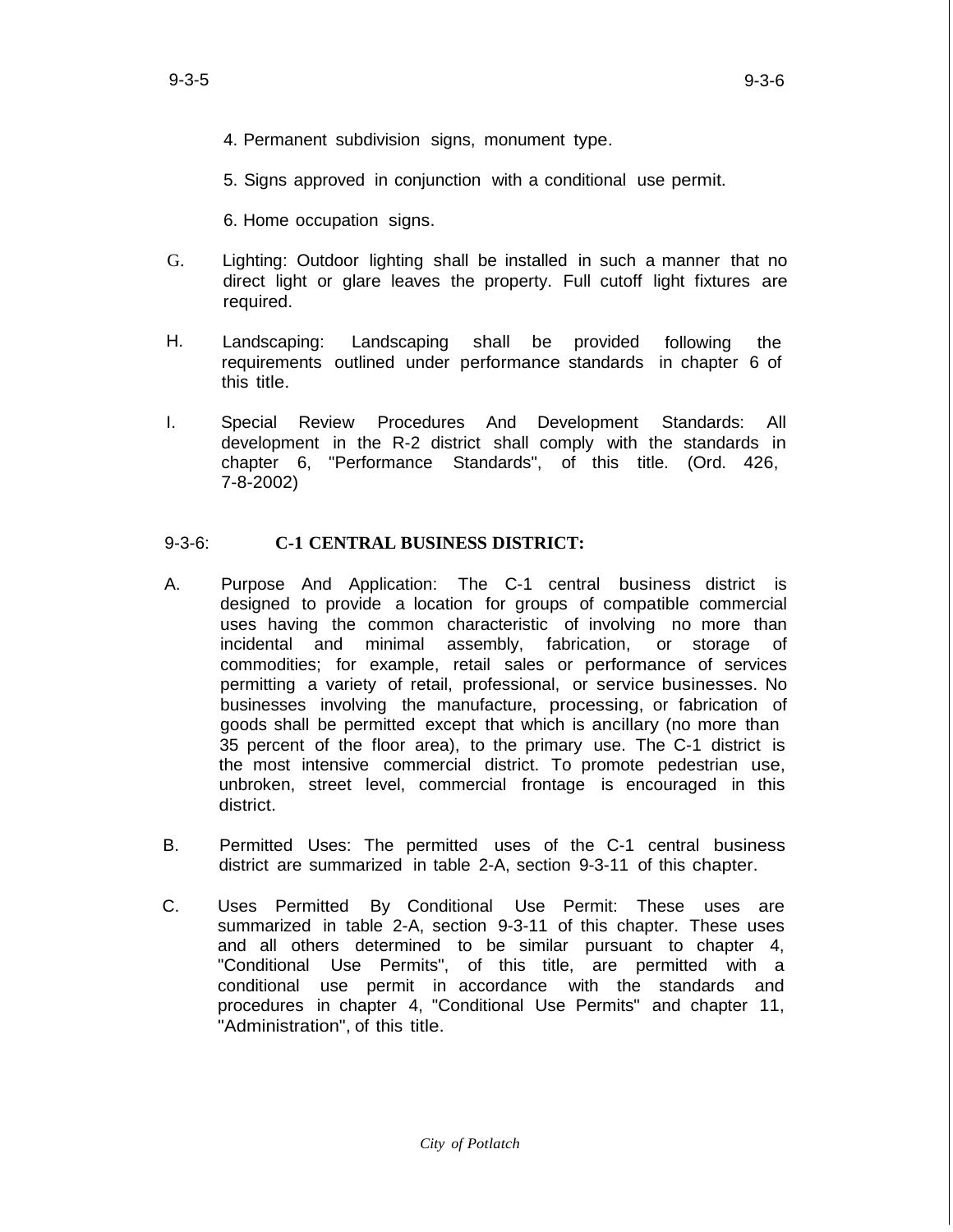4. Permanent subdivision signs, monument type.

5. Signs approved in conjunction with a conditional use permit.

6. Home occupation signs.

G. Lighting: Outdoor lighting shall be installed in such a manner that no direct light or glare leaves the property. Full cutoff light fixtures are required.

H. Landscaping: Landscaping shall be provided following the requirements outlined under performance standards in chapter 6 of this title.

I. Special Review Procedures And Development Standards: All development in the R-2 district shall comply with the standards in chapter 6, "Performance Standards", of this title. (Ord. 426, 7-8-2002)

## 9-3-6: **C-1 CENTRAL BUSINESS DISTRICT:**

A. Purpose And Application: The C-1 central business district is designed to provide a location for groups of compatible commercial uses having the common characteristic of involving no more than incidental and minimal assembly, fabrication, or storage of commodities; for example, retail sales or performance of services permitting a variety of retail, professional, or service businesses. No businesses involving the manufacture, processing, or fabrication of goods shall be permitted except that which is ancillary (no more than 35 percent of the floor area), to the primary use. The C-1 district is the most intensive commercial district. To promote pedestrian use, unbroken, street level, commercial frontage is encouraged in this district.

B. Permitted Uses: The permitted uses of the C-1 central business district are summarized in table 2-A, section 9-3-11 of this chapter.

C. Uses Permitted By Conditional Use Permit: These uses are summarized in table 2-A, section 9-3-11 of this chapter. These uses and all others determined to be similar pursuant to chapter 4, "Conditional Use Permits", of this title, are permitted with a conditional use permit in accordance with the standards and procedures in chapter 4, "Conditional Use Permits" and chapter 11, "Administration", of this title.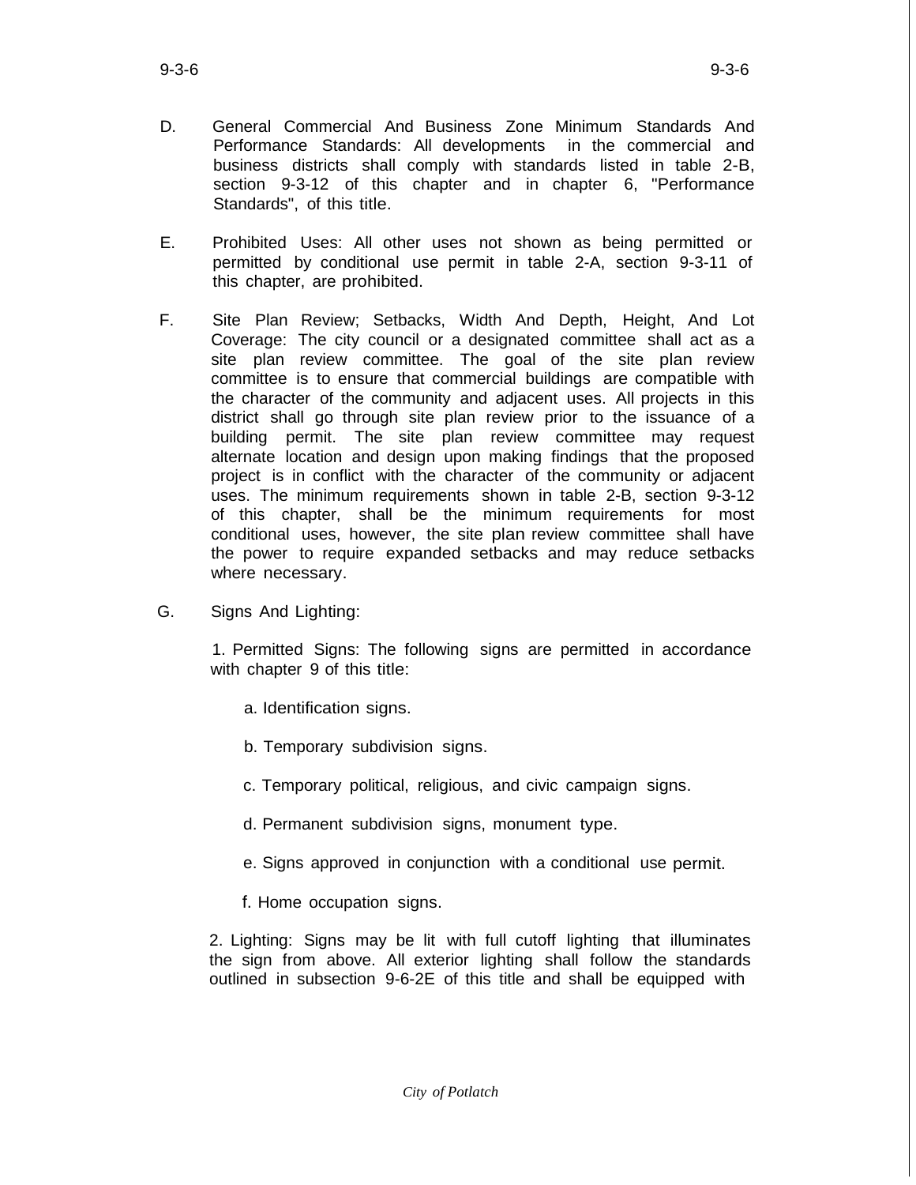D. General Commercial And Business Zone Minimum Standards And Performance Standards: All developments in the commercial and business districts shall comply with standards listed in table 2-B, section 9-3-12 of this chapter and in chapter 6, "Performance Standards", of this title.

E. Prohibited Uses: All other uses not shown as being permitted or permitted by conditional use permit in table 2-A, section 9-3-11 of this chapter, are prohibited.

F. Site Plan Review; Setbacks, Width And Depth, Height, And Lot Coverage: The city council or a designated committee shall act as a site plan review committee. The goal of the site plan review committee is to ensure that commercial buildings are compatible with the character of the community and adjacent uses. All projects in this district shall go through site plan review prior to the issuance of a building permit. The site plan review committee may request alternate location and design upon making findings that the proposed project is in conflict with the character of the community or adjacent uses. The minimum requirements shown in table 2-B, section 9-3-12 of this chapter, shall be the minimum requirements for most conditional uses, however, the site plan review committee shall have the power to require expanded setbacks and may reduce setbacks where necessary.

G. Signs And Lighting:

1. Permitted Signs: The following signs are permitted in accordance with chapter 9 of this title:

   a. Identification signs.

   b. Temporary subdivision signs.

   c. Temporary political, religious, and civic campaign signs.

   d. Permanent subdivision signs, monument type.

   e. Signs approved in conjunction with a conditional use permit.

   f. Home occupation signs.

2. Lighting: Signs may be lit with full cutoff lighting that illuminates the sign from above. All exterior lighting shall follow the standards outlined in subsection 9-6-2E of this title and shall be equipped with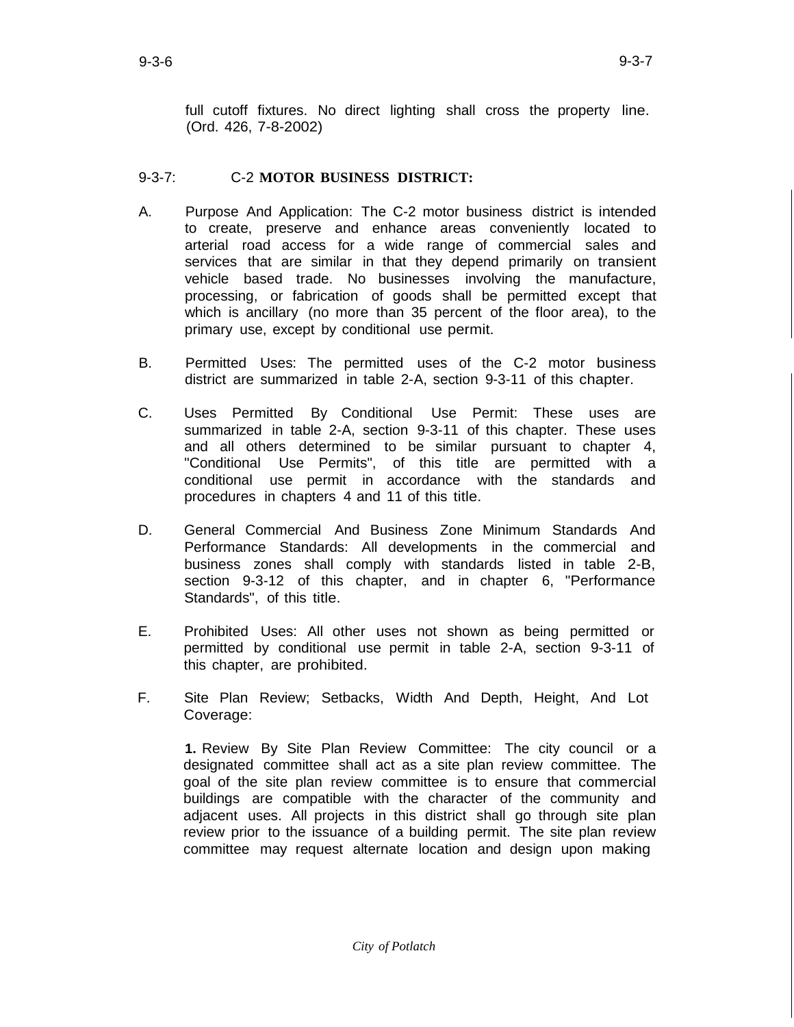full cutoff fixtures. No direct lighting shall cross the property line. (Ord. 426, 7-8-2002)

## 9-3-7: C-2 **MOTOR BUSINESS DISTRICT:**

A. Purpose And Application: The C-2 motor business district is intended to create, preserve and enhance areas conveniently located to arterial road access for a wide range of commercial sales and services that are similar in that they depend primarily on transient vehicle based trade. No businesses involving the manufacture, processing, or fabrication of goods shall be permitted except that which is ancillary (no more than 35 percent of the floor area), to the primary use, except by conditional use permit.

B. Permitted Uses: The permitted uses of the C-2 motor business district are summarized in table 2-A, section 9-3-11 of this chapter.

C. Uses Permitted By Conditional Use Permit: These uses are summarized in table 2-A, section 9-3-11 of this chapter. These uses and all others determined to be similar pursuant to chapter 4, "Conditional Use Permits", of this title are permitted with a conditional use permit in accordance with the standards and procedures in chapters 4 and 11 of this title.

D. General Commercial And Business Zone Minimum Standards And Performance Standards: All developments in the commercial and business zones shall comply with standards listed in table 2-B, section 9-3-12 of this chapter, and in chapter 6, "Performance Standards", of this title.

E. Prohibited Uses: All other uses not shown as being permitted or permitted by conditional use permit in table 2-A, section 9-3-11 of this chapter, are prohibited.

F. Site Plan Review; Setbacks, Width And Depth, Height, And Lot Coverage:

**1.** Review By Site Plan Review Committee: The city council or a designated committee shall act as a site plan review committee. The goal of the site plan review committee is to ensure that commercial buildings are compatible with the character of the community and adjacent uses. All projects in this district shall go through site plan review prior to the issuance of a building permit. The site plan review committee may request alternate location and design upon making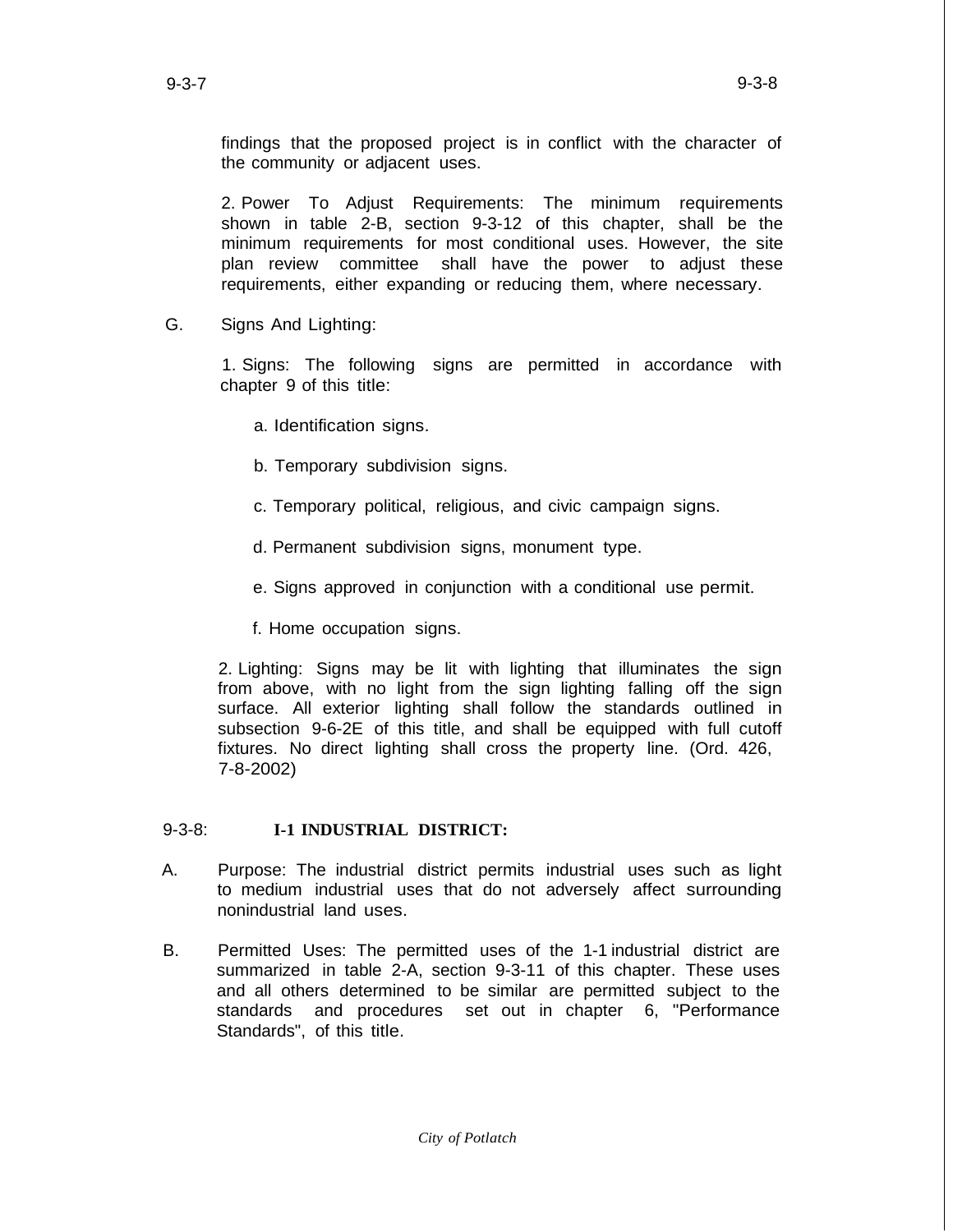findings that the proposed project is in conflict with the character of the community or adjacent uses.

2. Power To Adjust Requirements: The minimum requirements shown in table 2-B, section 9-3-12 of this chapter, shall be the minimum requirements for most conditional uses. However, the site plan review committee shall have the power to adjust these requirements, either expanding or reducing them, where necessary.

G. Signs And Lighting:

1. Signs: The following signs are permitted in accordance with chapter 9 of this title:

a. Identification signs.

b. Temporary subdivision signs.

c. Temporary political, religious, and civic campaign signs.

d. Permanent subdivision signs, monument type.

e. Signs approved in conjunction with a conditional use permit.

f. Home occupation signs.

2. Lighting: Signs may be lit with lighting that illuminates the sign from above, with no light from the sign lighting falling off the sign surface. All exterior lighting shall follow the standards outlined in subsection 9-6-2E of this title, and shall be equipped with full cutoff fixtures. No direct lighting shall cross the property line. (Ord. 426, 7-8-2002)

## 9-3-8: **I-1 INDUSTRIAL DISTRICT:**

A. Purpose: The industrial district permits industrial uses such as light to medium industrial uses that do not adversely affect surrounding nonindustrial land uses.

B. Permitted Uses: The permitted uses of the 1-1 industrial district are summarized in table 2-A, section 9-3-11 of this chapter. These uses and all others determined to be similar are permitted subject to the standards and procedures set out in chapter 6, "Performance Standards", of this title.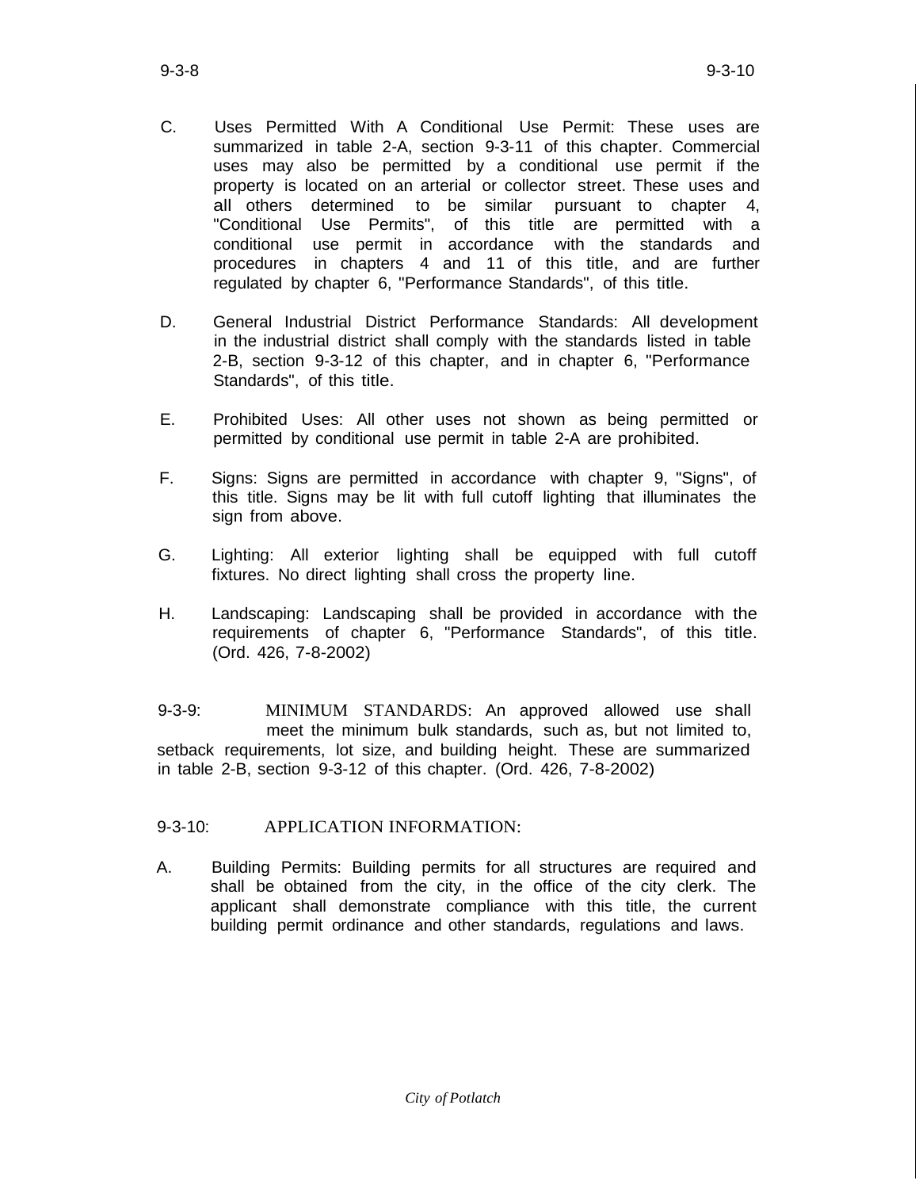C. Uses Permitted With A Conditional Use Permit: These uses are summarized in table 2-A, section 9-3-11 of this chapter. Commercial uses may also be permitted by a conditional use permit if the property is located on an arterial or collector street. These uses and all others determined to be similar pursuant to chapter 4, "Conditional Use Permits", of this title are permitted with a conditional use permit in accordance with the standards and procedures in chapters 4 and 11 of this title, and are further regulated by chapter 6, "Performance Standards", of this title.

D. General Industrial District Performance Standards: All development in the industrial district shall comply with the standards listed in table 2-B, section 9-3-12 of this chapter, and in chapter 6, "Performance Standards", of this title.

E. Prohibited Uses: All other uses not shown as being permitted or permitted by conditional use permit in table 2-A are prohibited.

F. Signs: Signs are permitted in accordance with chapter 9, "Signs", of this title. Signs may be lit with full cutoff lighting that illuminates the sign from above.

G. Lighting: All exterior lighting shall be equipped with full cutoff fixtures. No direct lighting shall cross the property line.

H. Landscaping: Landscaping shall be provided in accordance with the requirements of chapter 6, "Performance Standards", of this title. (Ord. 426, 7-8-2002)

9-3-9: MINIMUM STANDARDS: An approved allowed use shall meet the minimum bulk standards, such as, but not limited to, setback requirements, lot size, and building height. These are summarized in table 2-B, section 9-3-12 of this chapter. (Ord. 426, 7-8-2002)

9-3-10: APPLICATION INFORMATION:

A. Building Permits: Building permits for all structures are required and shall be obtained from the city, in the office of the city clerk. The applicant shall demonstrate compliance with this title, the current building permit ordinance and other standards, regulations and laws.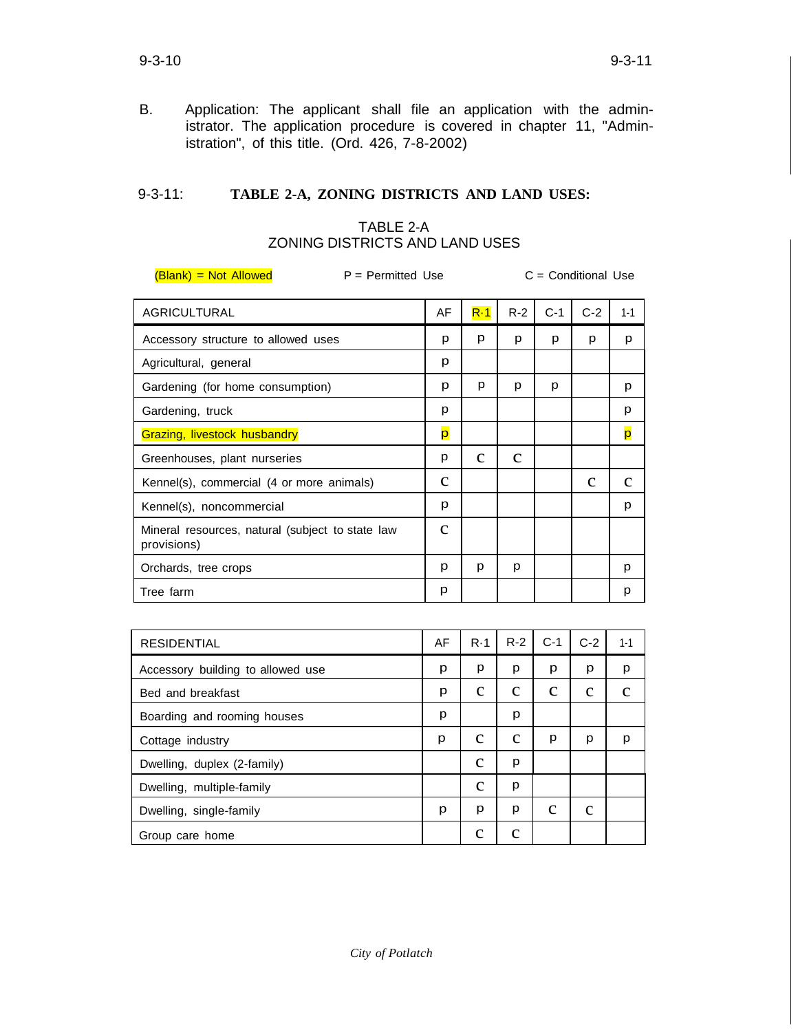B. Application: The applicant shall file an application with the administrator. The application procedure is covered in chapter 11, "Administration", of this title. (Ord. 426, 7-8-2002)

## 9-3-11: TABLE 2-A, ZONING DISTRICTS AND LAND USES:

TABLE 2-A
ZONING DISTRICTS AND LAND USES

(Blank) = Not Allowed P = Permitted Use C = Conditional Use

| AGRICULTURAL | AF | R-1 | R-2 | C-1 | C-2 | I-1 |
|---|---|---|---|---|---|---|
| Accessory structure to allowed uses | P | P | P | P | P | P |
| Agricultural, general | P | | | | | |
| Gardening (for home consumption) | P | P | P | P | | P |
| Gardening, truck | P | | | | | P |
| Grazing, livestock husbandry | P | | | | | P |
| Greenhouses, plant nurseries | P | C | C | | | |
| Kennel(s), commercial (4 or more animals) | C | | | | C | C |
| Kennel(s), noncommercial | P | | | | | P |
| Mineral resources, natural (subject to state law provisions) | C | | | | | |
| Orchards, tree crops | P | P | P | | | P |
| Tree farm | P | | | | | P |

| RESIDENTIAL | AF | R-1 | R-2 | C-1 | C-2 | I-1 |
|---|---|---|---|---|---|---|
| Accessory building to allowed use | P | P | P | P | P | P |
| Bed and breakfast | P | C | C | C | C | C |
| Boarding and rooming houses | P | | P | | | |
| Cottage industry | P | C | C | P | P | P |
| Dwelling, duplex (2-family) | | C | P | | | |
| Dwelling, multiple-family | | C | P | | | |
| Dwelling, single-family | P | P | P | C | C | |
| Group care home | | C | C | | | |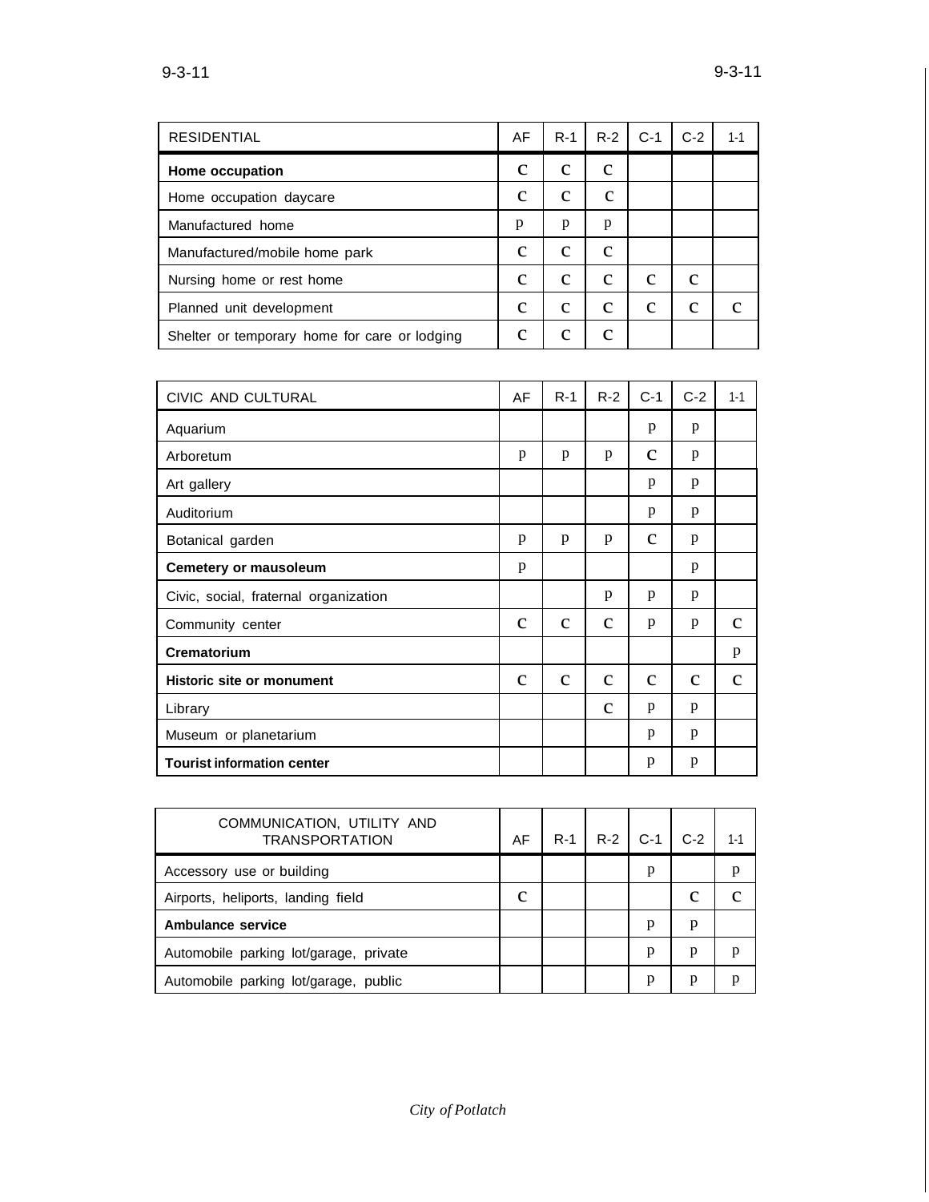| RESIDENTIAL | AF | R-1 | R-2 | C-1 | C-2 | 1-1 |
|---|---|---|---|---|---|---|
| **Home occupation** | C | C | C | | | |
| Home occupation daycare | C | C | C | | | |
| Manufactured home | p | p | p | | | |
| Manufactured/mobile home park | C | C | C | | | |
| Nursing home or rest home | C | C | C | C | C | |
| Planned unit development | C | C | C | C | C | C |
| Shelter or temporary home for care or lodging | C | C | C | | | |

| CIVIC AND CULTURAL | AF | R-1 | R-2 | C-1 | C-2 | 1-1 |
|---|---|---|---|---|---|---|
| Aquarium | | | | p | p | |
| Arboretum | p | p | p | C | p | |
| Art gallery | | | | p | p | |
| Auditorium | | | | p | p | |
| Botanical garden | p | p | p | C | p | |
| **Cemetery or mausoleum** | p | | | | p | |
| Civic, social, fraternal organization | | | p | p | p | |
| Community center | C | C | C | p | p | C |
| **Crematorium** | | | | | | p |
| **Historic site or monument** | C | C | C | C | C | C |
| Library | | | C | p | p | |
| Museum or planetarium | | | | p | p | |
| **Tourist information center** | | | | p | p | |

| COMMUNICATION, UTILITY AND TRANSPORTATION | AF | R-1 | R-2 | C-1 | C-2 | 1-1 |
|---|---|---|---|---|---|---|
| Accessory use or building | | | | p | | p |
| Airports, heliports, landing field | C | | | | C | C |
| **Ambulance service** | | | | p | p | |
| Automobile parking lot/garage, private | | | | p | p | p |
| Automobile parking lot/garage, public | | | | p | p | p |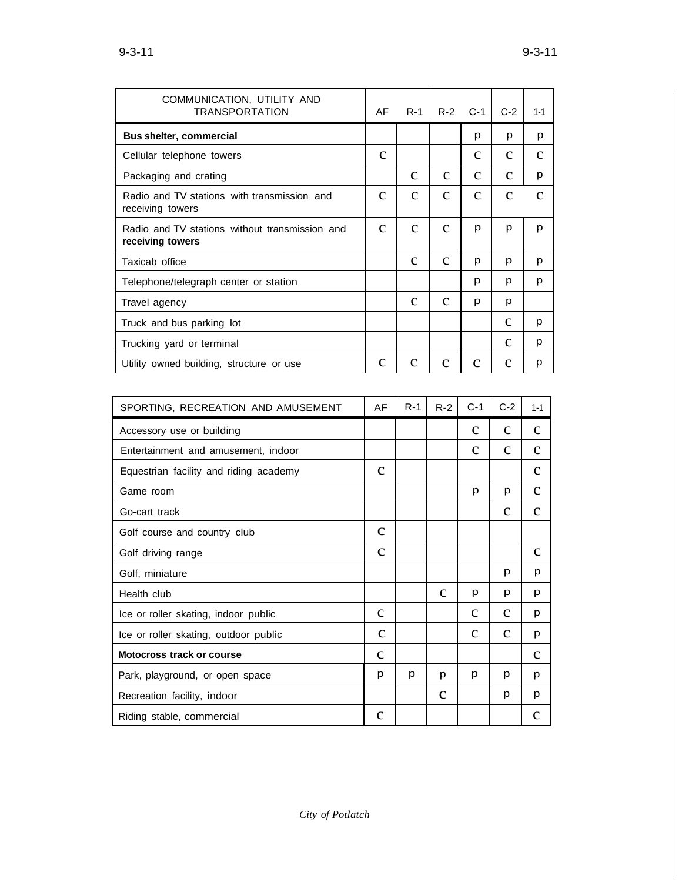| COMMUNICATION, UTILITY AND TRANSPORTATION | AF | R-1 | R-2 | C-1 | C-2 | 1-1 |
|---|---|---|---|---|---|---|
| **Bus shelter, commercial** | | | | p | p | p |
| Cellular telephone towers | C | | | C | C | C |
| Packaging and crating | | C | C | C | C | p |
| Radio and TV stations with transmission and receiving towers | C | C | C | C | C | C |
| Radio and TV stations without transmission and **receiving towers** | C | C | C | p | p | p |
| Taxicab office | | C | C | p | p | p |
| Telephone/telegraph center or station | | | | p | p | p |
| Travel agency | | C | C | p | p | |
| Truck and bus parking lot | | | | | C | p |
| Trucking yard or terminal | | | | | C | p |
| Utility owned building, structure or use | C | C | C | C | C | p |

| SPORTING, RECREATION AND AMUSEMENT | AF | R-1 | R-2 | C-1 | C-2 | 1-1 |
|---|---|---|---|---|---|---|
| Accessory use or building | | | | C | C | C |
| Entertainment and amusement, indoor | | | | C | C | C |
| Equestrian facility and riding academy | C | | | | | C |
| Game room | | | | p | p | C |
| Go-cart track | | | | | C | C |
| Golf course and country club | C | | | | | |
| Golf driving range | C | | | | | C |
| Golf, miniature | | | | | p | p |
| Health club | | | C | p | p | p |
| Ice or roller skating, indoor public | C | | | C | C | p |
| Ice or roller skating, outdoor public | C | | | C | C | p |
| **Motocross track or course** | C | | | | | C |
| Park, playground, or open space | p | p | p | p | p | p |
| Recreation facility, indoor | | | C | | p | p |
| Riding stable, commercial | C | | | | | C |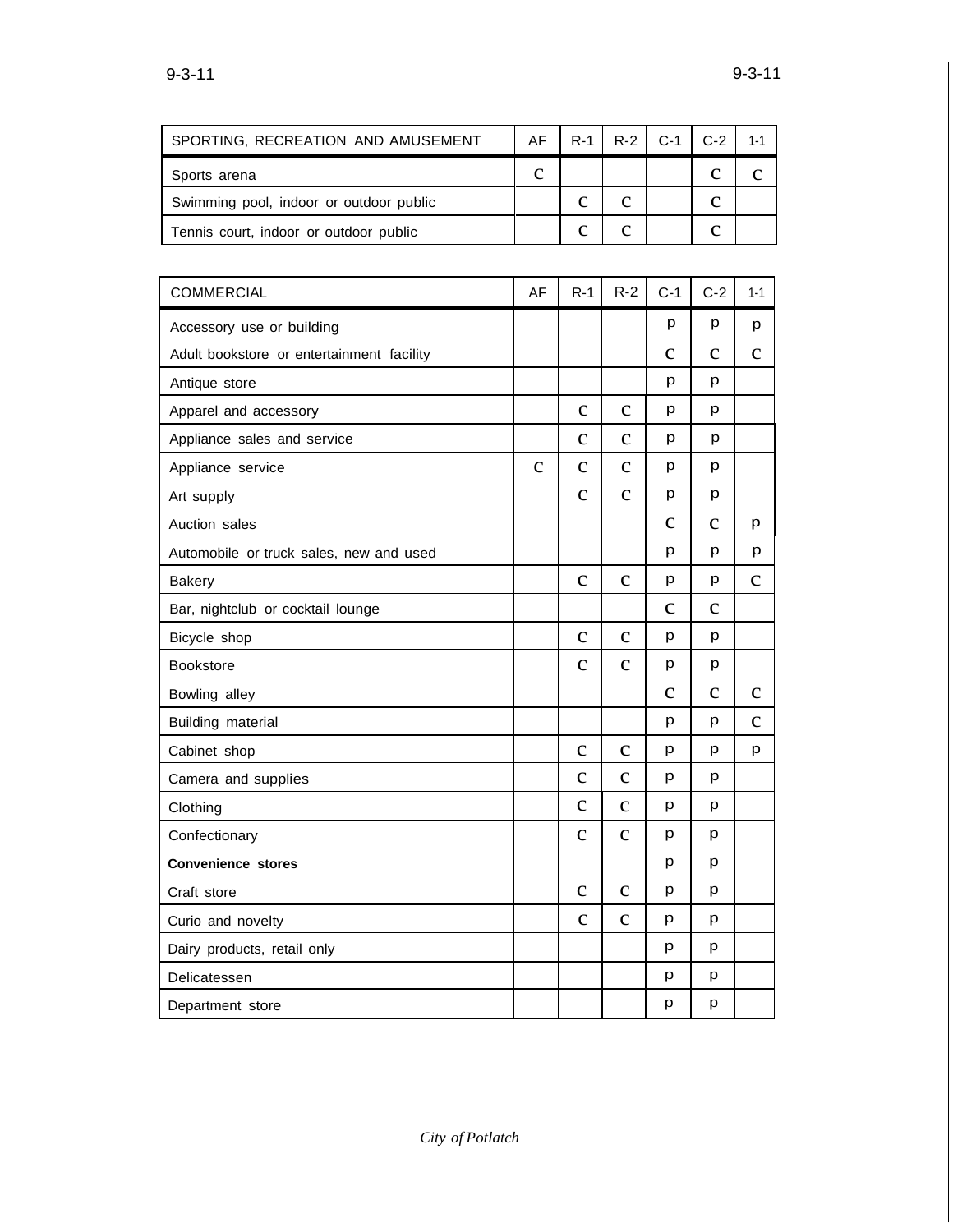| SPORTING, RECREATION AND AMUSEMENT | AF | R-1 | R-2 | C-1 | C-2 | 1-1 |
|---|---|---|---|---|---|---|
| Sports arena | C | | | | C | C |
| Swimming pool, indoor or outdoor public | | C | C | | C | |
| Tennis court, indoor or outdoor public | | C | C | | C | |

| COMMERCIAL | AF | R-1 | R-2 | C-1 | C-2 | 1-1 |
|---|---|---|---|---|---|---|
| Accessory use or building | | | | p | p | p |
| Adult bookstore or entertainment facility | | | | C | C | C |
| Antique store | | | | p | p | |
| Apparel and accessory | | C | C | p | p | |
| Appliance sales and service | | C | C | p | p | |
| Appliance service | C | C | C | p | p | |
| Art supply | | C | C | p | p | |
| Auction sales | | | | C | C | p |
| Automobile or truck sales, new and used | | | | p | p | p |
| Bakery | | C | C | p | p | C |
| Bar, nightclub or cocktail lounge | | | | C | C | |
| Bicycle shop | | C | C | p | p | |
| Bookstore | | C | C | p | p | |
| Bowling alley | | | | C | C | C |
| Building material | | | | p | p | C |
| Cabinet shop | | C | C | p | p | p |
| Camera and supplies | | C | C | p | p | |
| Clothing | | C | C | p | p | |
| Confectionary | | C | C | p | p | |
| **Convenience stores** | | | | p | p | |
| Craft store | | C | C | p | p | |
| Curio and novelty | | C | C | p | p | |
| Dairy products, retail only | | | | p | p | |
| Delicatessen | | | | p | p | |
| Department store | | | | p | p | |

*City of Potlatch*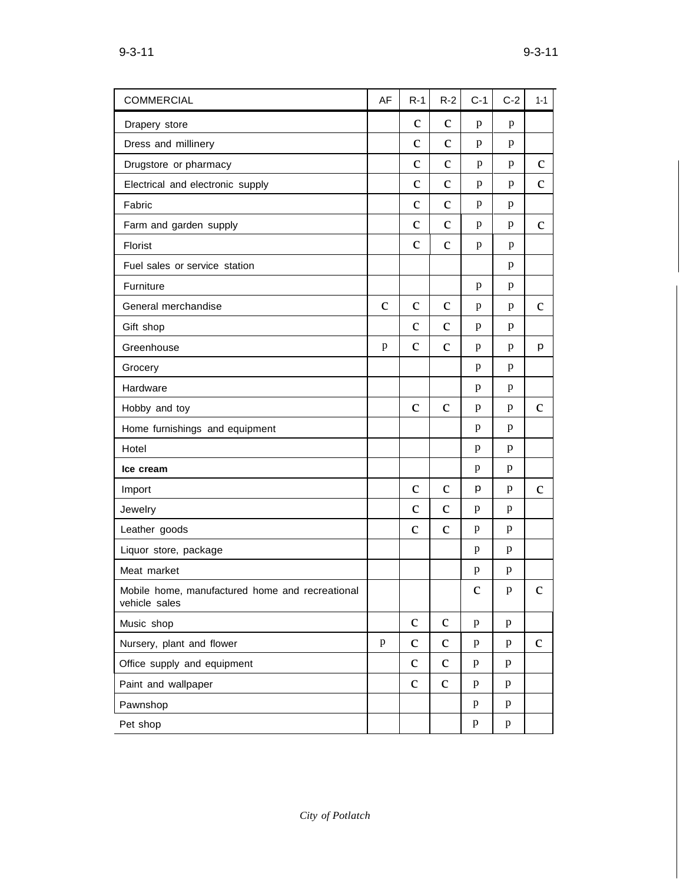| COMMERCIAL | AF | R-1 | R-2 | C-1 | C-2 | 1-1 |
|---|---|---|---|---|---|---|
| Drapery store | | C | C | P | P | |
| Dress and millinery | | C | C | P | P | |
| Drugstore or pharmacy | | C | C | P | P | C |
| Electrical and electronic supply | | C | C | P | P | C |
| Fabric | | C | C | P | P | |
| Farm and garden supply | | C | C | P | P | C |
| Florist | | C | C | P | P | |
| Fuel sales or service station | | | | | P | |
| Furniture | | | | P | P | |
| General merchandise | C | C | C | P | P | C |
| Gift shop | | C | C | P | P | |
| Greenhouse | P | C | C | P | P | P |
| Grocery | | | | P | P | |
| Hardware | | | | P | P | |
| Hobby and toy | | C | C | P | P | C |
| Home furnishings and equipment | | | | P | P | |
| Hotel | | | | P | P | |
| **Ice cream** | | | | P | P | |
| Import | | C | C | P | P | C |
| Jewelry | | C | C | P | P | |
| Leather goods | | C | C | P | P | |
| Liquor store, package | | | | P | P | |
| Meat market | | | | P | P | |
| Mobile home, manufactured home and recreational vehicle sales | | | | C | P | C |
| Music shop | | C | C | P | P | |
| Nursery, plant and flower | P | C | C | P | P | C |
| Office supply and equipment | | C | C | P | P | |
| Paint and wallpaper | | C | C | P | P | |
| Pawnshop | | | | P | P | |
| Pet shop | | | | P | P | |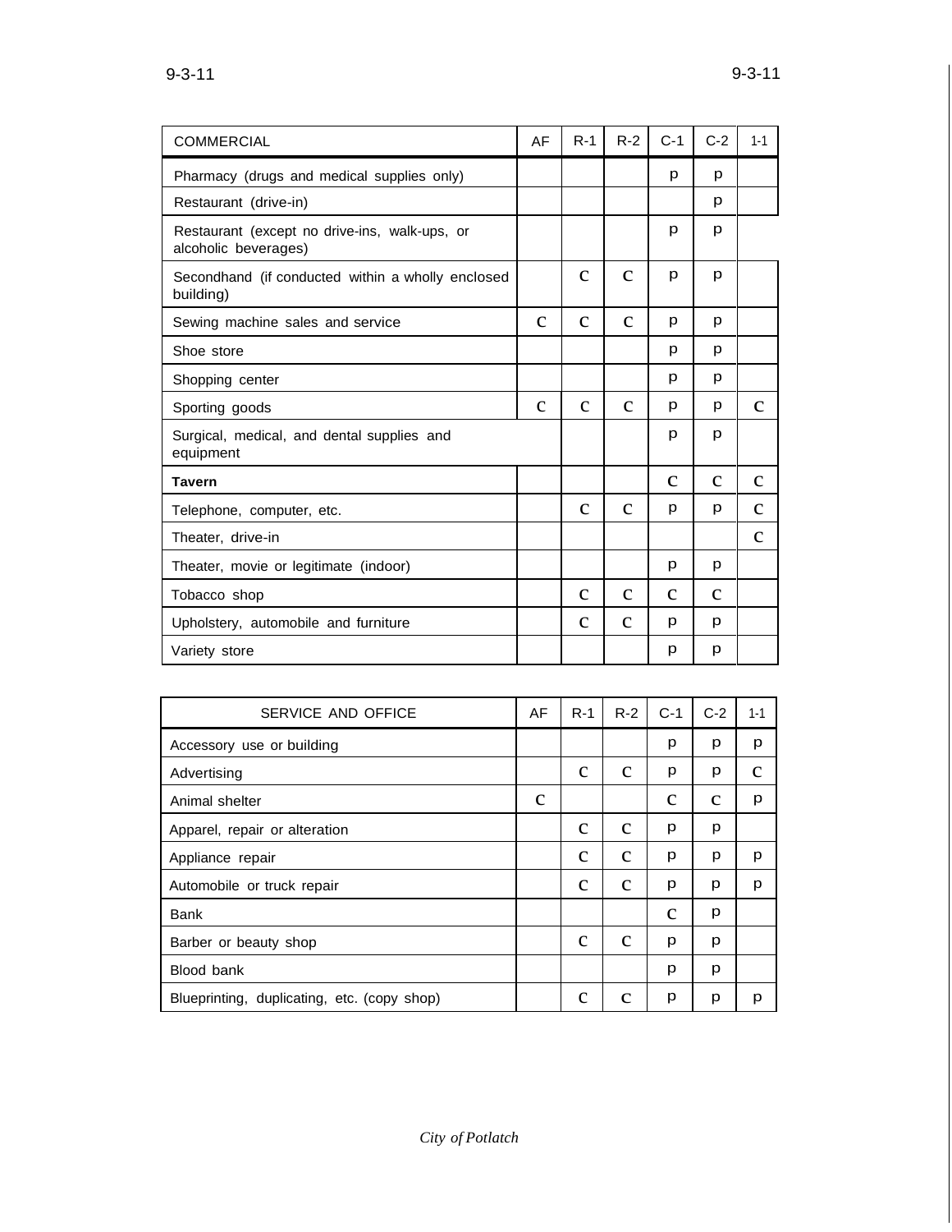| COMMERCIAL | AF | R-1 | R-2 | C-1 | C-2 | 1-1 |
|---|---|---|---|---|---|---|
| Pharmacy (drugs and medical supplies only) | | | | p | p | |
| Restaurant (drive-in) | | | | | p | |
| Restaurant (except no drive-ins, walk-ups, or alcoholic beverages) | | | | p | p | |
| Secondhand (if conducted within a wholly enclosed building) | | C | C | p | p | |
| Sewing machine sales and service | C | C | C | p | p | |
| Shoe store | | | | p | p | |
| Shopping center | | | | p | p | |
| Sporting goods | C | C | C | p | p | C |
| Surgical, medical, and dental supplies and equipment | | | | p | p | |
| **Tavern** | | | | C | C | C |
| Telephone, computer, etc. | | C | C | p | p | C |
| Theater, drive-in | | | | | | C |
| Theater, movie or legitimate (indoor) | | | | p | p | |
| Tobacco shop | | C | C | C | C | |
| Upholstery, automobile and furniture | | C | C | p | p | |
| Variety store | | | | p | p | |

| SERVICE AND OFFICE | AF | R-1 | R-2 | C-1 | C-2 | 1-1 |
|---|---|---|---|---|---|---|
| Accessory use or building | | | | p | p | p |
| Advertising | | C | C | p | p | C |
| Animal shelter | C | | | C | C | p |
| Apparel, repair or alteration | | C | C | p | p | |
| Appliance repair | | C | C | p | p | p |
| Automobile or truck repair | | C | C | p | p | p |
| Bank | | | | C | p | |
| Barber or beauty shop | | C | C | p | p | |
| Blood bank | | | | p | p | |
| Blueprinting, duplicating, etc. (copy shop) | | C | C | p | p | p |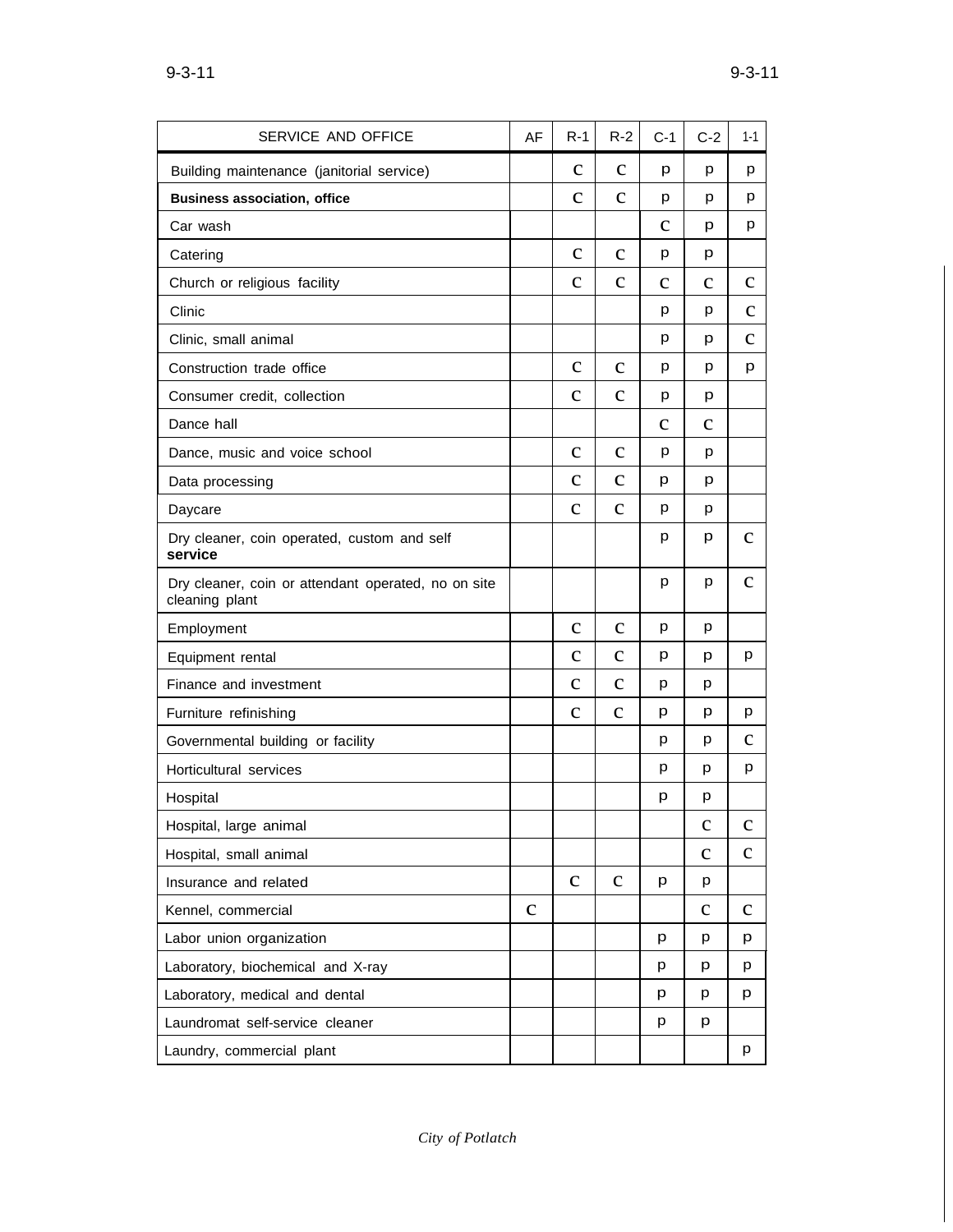| SERVICE AND OFFICE | AF | R-1 | R-2 | C-1 | C-2 | 1-1 |
|---|---|---|---|---|---|---|
| Building maintenance (janitorial service) | | C | C | p | p | p |
| **Business association, office** | | C | C | p | p | p |
| Car wash | | | | C | p | p |
| Catering | | C | C | p | p | |
| Church or religious facility | | C | C | C | C | C |
| Clinic | | | | p | p | C |
| Clinic, small animal | | | | p | p | C |
| Construction trade office | | C | C | p | p | p |
| Consumer credit, collection | | C | C | p | p | |
| Dance hall | | | | C | C | |
| Dance, music and voice school | | C | C | p | p | |
| Data processing | | C | C | p | p | |
| Daycare | | C | C | p | p | |
| Dry cleaner, coin operated, custom and self **service** | | | | p | p | C |
| Dry cleaner, coin or attendant operated, no on site cleaning plant | | | | p | p | C |
| Employment | | C | C | p | p | |
| Equipment rental | | C | C | p | p | p |
| Finance and investment | | C | C | p | p | |
| Furniture refinishing | | C | C | p | p | p |
| Governmental building or facility | | | | p | p | C |
| Horticultural services | | | | p | p | p |
| Hospital | | | | p | p | |
| Hospital, large animal | | | | | C | C |
| Hospital, small animal | | | | | C | C |
| Insurance and related | | C | C | p | p | |
| Kennel, commercial | C | | | | C | C |
| Labor union organization | | | | p | p | p |
| Laboratory, biochemical and X-ray | | | | p | p | p |
| Laboratory, medical and dental | | | | p | p | p |
| Laundromat self-service cleaner | | | | p | p | |
| Laundry, commercial plant | | | | | | p |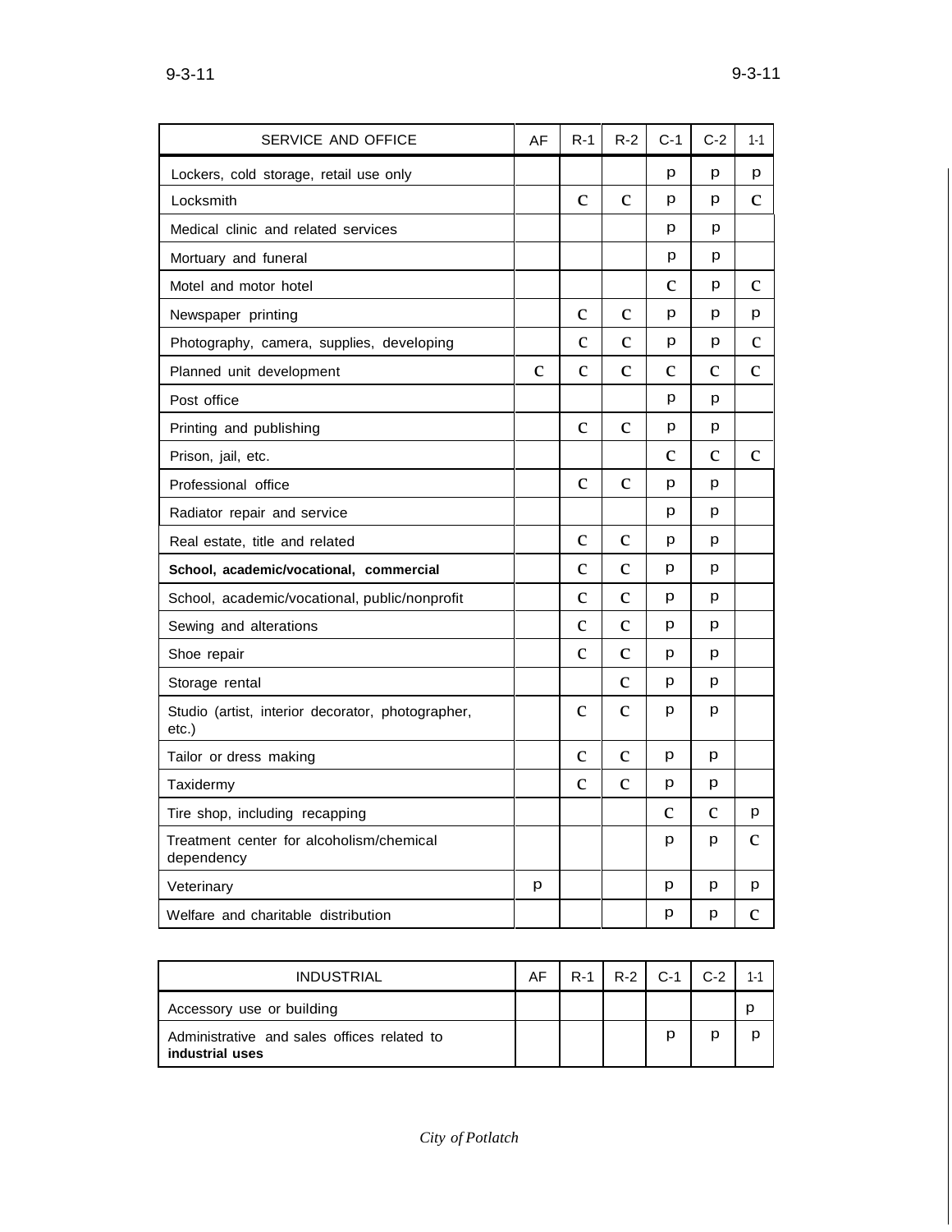| SERVICE AND OFFICE | AF | R-1 | R-2 | C-1 | C-2 | 1-1 |
|---|---|---|---|---|---|---|
| Lockers, cold storage, retail use only | | | | p | p | p |
| Locksmith | | C | C | p | p | C |
| Medical clinic and related services | | | | p | p | |
| Mortuary and funeral | | | | p | p | |
| Motel and motor hotel | | | | C | p | C |
| Newspaper printing | | C | C | p | p | p |
| Photography, camera, supplies, developing | | C | C | p | p | C |
| Planned unit development | C | C | C | C | C | C |
| Post office | | | | p | p | |
| Printing and publishing | | C | C | p | p | |
| Prison, jail, etc. | | | | C | C | C |
| Professional office | | C | C | p | p | |
| Radiator repair and service | | | | p | p | |
| Real estate, title and related | | C | C | p | p | |
| **School, academic/vocational, commercial** | | C | C | p | p | |
| School, academic/vocational, public/nonprofit | | C | C | p | p | |
| Sewing and alterations | | C | C | p | p | |
| Shoe repair | | C | C | p | p | |
| Storage rental | | | C | p | p | |
| Studio (artist, interior decorator, photographer, etc.) | | C | C | p | p | |
| Tailor or dress making | | C | C | p | p | |
| Taxidermy | | C | C | p | p | |
| Tire shop, including recapping | | | | C | C | p |
| Treatment center for alcoholism/chemical dependency | | | | p | p | C |
| Veterinary | p | | | p | p | p |
| Welfare and charitable distribution | | | | p | p | C |

| INDUSTRIAL | AF | R-1 | R-2 | C-1 | C-2 | 1-1 |
|---|---|---|---|---|---|---|
| Accessory use or building | | | | | | p |
| Administrative and sales offices related to **industrial uses** | | | | p | p | p |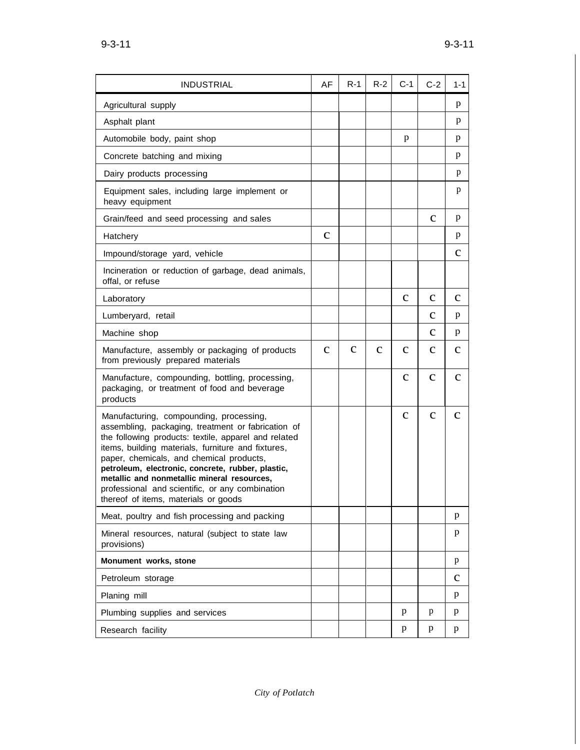| INDUSTRIAL | AF | R-1 | R-2 | C-1 | C-2 | 1-1 |
|---|---|---|---|---|---|---|
| Agricultural supply | | | | | | p |
| Asphalt plant | | | | | | p |
| Automobile body, paint shop | | | | p | | p |
| Concrete batching and mixing | | | | | | p |
| Dairy products processing | | | | | | p |
| Equipment sales, including large implement or heavy equipment | | | | | | p |
| Grain/feed and seed processing and sales | | | | | C | p |
| Hatchery | C | | | | | p |
| Impound/storage yard, vehicle | | | | | | C |
| Incineration or reduction of garbage, dead animals, offal, or refuse | | | | | | |
| Laboratory | | | | C | C | C |
| Lumberyard, retail | | | | | C | p |
| Machine shop | | | | | C | p |
| Manufacture, assembly or packaging of products from previously prepared materials | C | C | C | C | C | C |
| Manufacture, compounding, bottling, processing, packaging, or treatment of food and beverage products | | | | C | C | C |
| Manufacturing, compounding, processing, assembling, packaging, treatment or fabrication of the following products: textile, apparel and related items, building materials, furniture and fixtures, paper, chemicals, and chemical products, **petroleum, electronic, concrete, rubber, plastic, metallic and nonmetallic mineral resources,** professional and scientific, or any combination thereof of items, materials or goods | | | | C | C | C |
| Meat, poultry and fish processing and packing | | | | | | p |
| Mineral resources, natural (subject to state law provisions) | | | | | | p |
| **Monument works, stone** | | | | | | p |
| Petroleum storage | | | | | | C |
| Planing mill | | | | | | p |
| Plumbing supplies and services | | | | p | p | p |
| Research facility | | | | p | p | p |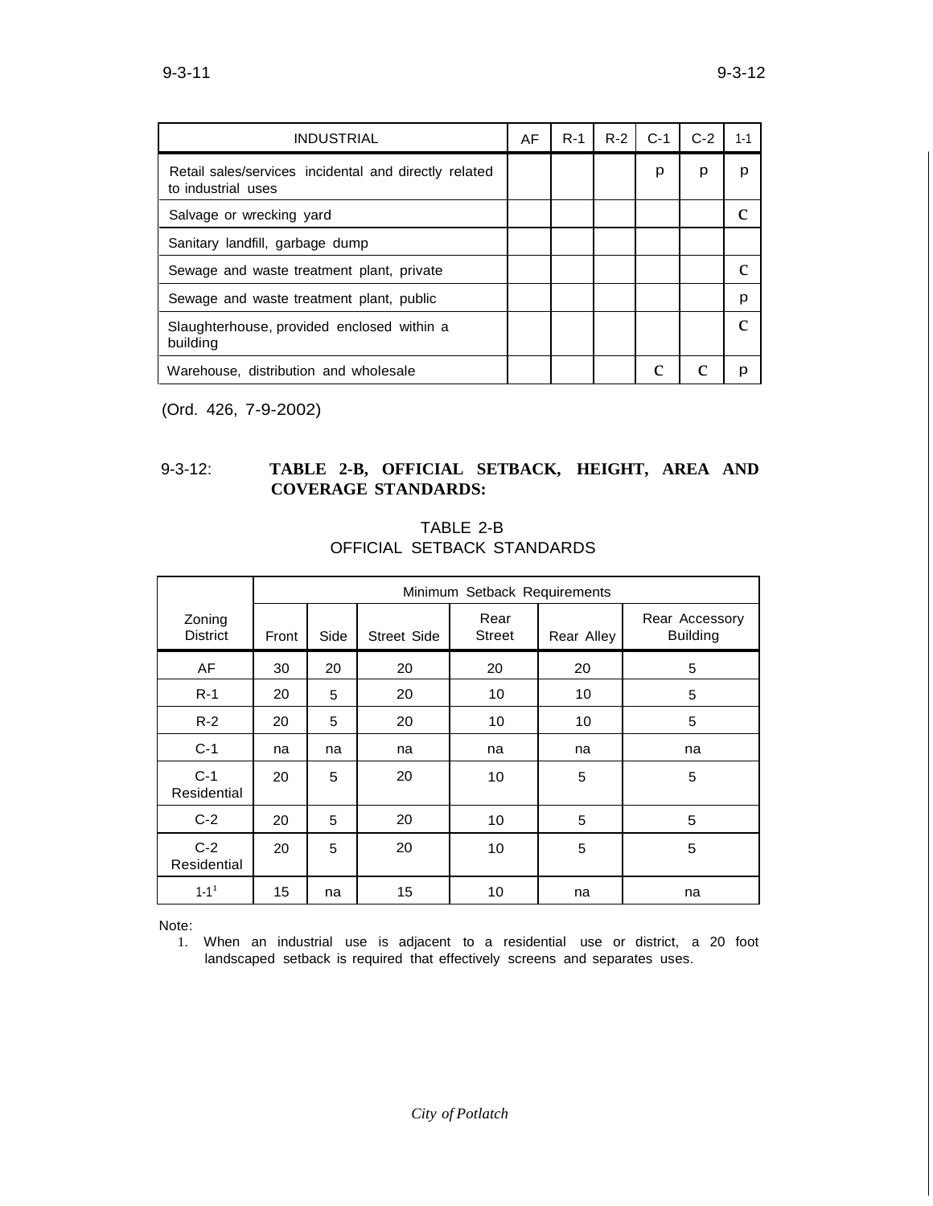| INDUSTRIAL | AF | R-1 | R-2 | C-1 | C-2 | 1-1 |
|---|---|---|---|---|---|---|
| Retail sales/services incidental and directly related to industrial uses | | | | p | p | p |
| Salvage or wrecking yard | | | | | | C |
| Sanitary landfill, garbage dump | | | | | | |
| Sewage and waste treatment plant, private | | | | | | C |
| Sewage and waste treatment plant, public | | | | | | p |
| Slaughterhouse, provided enclosed within a building | | | | | | C |
| Warehouse, distribution and wholesale | | | | C | C | p |

(Ord. 426, 7-9-2002)

## 9-3-12: TABLE 2-B, OFFICIAL SETBACK, HEIGHT, AREA AND COVERAGE STANDARDS:

TABLE 2-B
OFFICIAL SETBACK STANDARDS

| | Minimum Setback Requirements | | | | | |
|---|---|---|---|---|---|---|
| Zoning District | Front | Side | Street Side | Rear Street | Rear Alley | Rear Accessory Building |
| AF | 30 | 20 | 20 | 20 | 20 | 5 |
| R-1 | 20 | 5 | 20 | 10 | 10 | 5 |
| R-2 | 20 | 5 | 20 | 10 | 10 | 5 |
| C-1 | na | na | na | na | na | na |
| C-1 Residential | 20 | 5 | 20 | 10 | 5 | 5 |
| C-2 | 20 | 5 | 20 | 10 | 5 | 5 |
| C-2 Residential | 20 | 5 | 20 | 10 | 5 | 5 |
| 1-1[1] | 15 | na | 15 | 10 | na | na |

Note:

1. When an industrial use is adjacent to a residential use or district, a 20 foot landscaped setback is required that effectively screens and separates uses.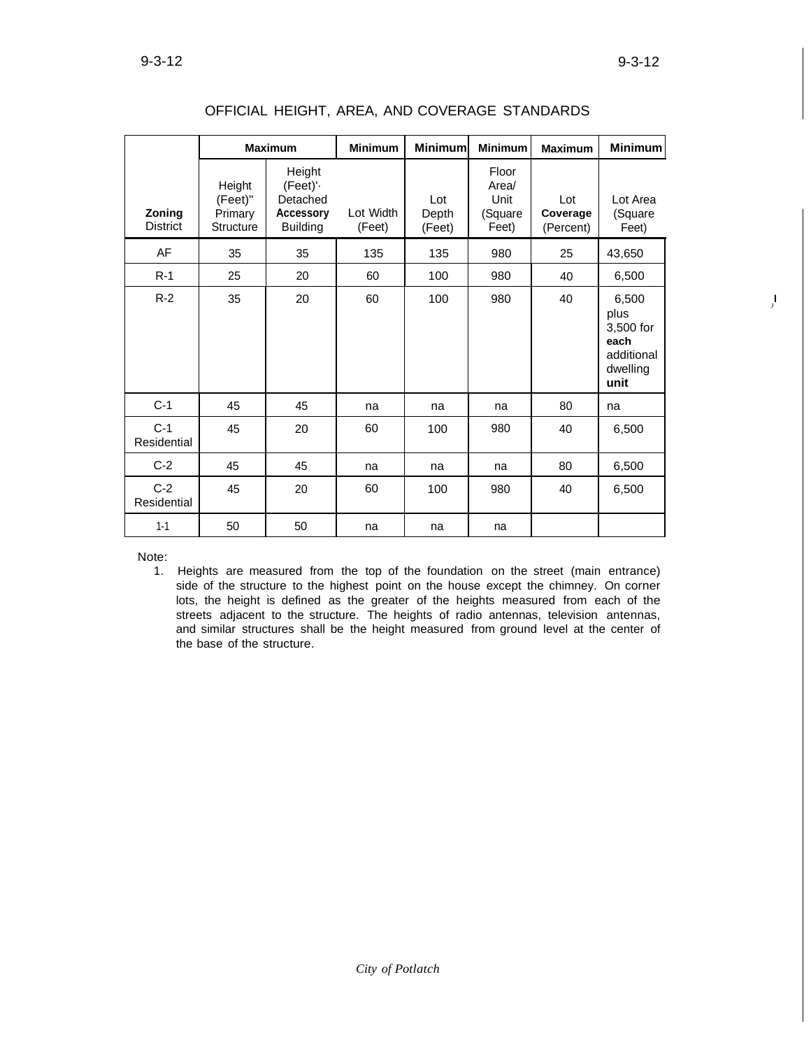## OFFICIAL HEIGHT, AREA, AND COVERAGE STANDARDS

| | Maximum | | Minimum | Minimum | Minimum | Maximum | Minimum |
|---|---|---|---|---|---|---|---|
| **Zoning** District | Height (Feet)" Primary Structure | Height (Feet)'· Detached **Accessory** Building | Lot Width (Feet) | Lot Depth (Feet) | Floor Area/ Unit (Square Feet) | Lot **Coverage** (Percent) | Lot Area (Square Feet) |
| AF | 35 | 35 | 135 | 135 | 980 | 25 | 43,650 |
| R-1 | 25 | 20 | 60 | 100 | 980 | 40 | 6,500 |
| R-2 | 35 | 20 | 60 | 100 | 980 | 40 | 6,500 plus 3,500 for **each** additional dwelling **unit** |
| C-1 | 45 | 45 | na | na | na | 80 | na |
| C-1 Residential | 45 | 20 | 60 | 100 | 980 | 40 | 6,500 |
| C-2 | 45 | 45 | na | na | na | 80 | 6,500 |
| C-2 Residential | 45 | 20 | 60 | 100 | 980 | 40 | 6,500 |
| 1-1 | 50 | 50 | na | na | na | | |

Note:

1. Heights are measured from the top of the foundation on the street (main entrance) side of the structure to the highest point on the house except the chimney. On corner lots, the height is defined as the greater of the heights measured from each of the streets adjacent to the structure. The heights of radio antennas, television antennas, and similar structures shall be the height measured from ground level at the center of the base of the structure.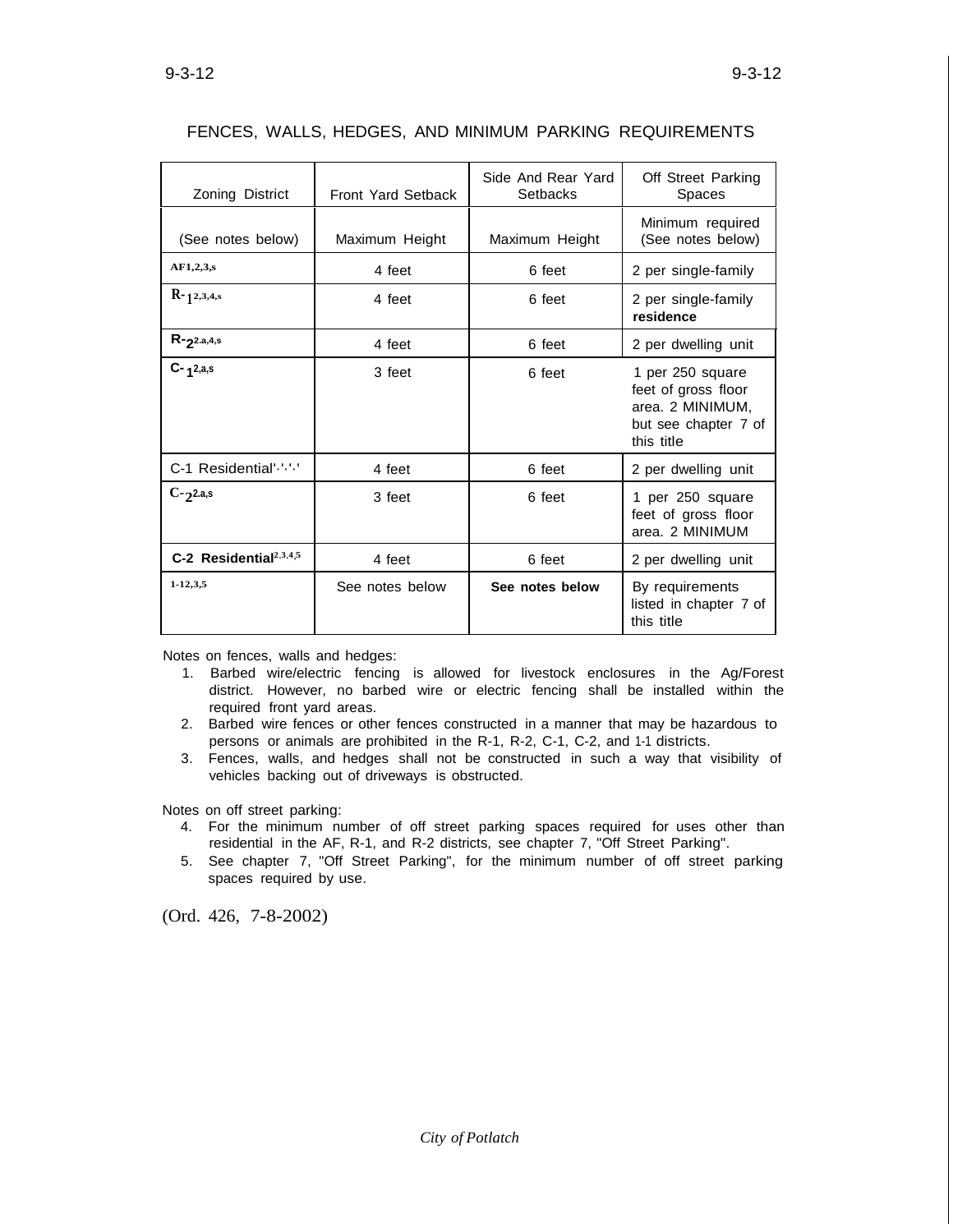## FENCES, WALLS, HEDGES, AND MINIMUM PARKING REQUIREMENTS

| Zoning District | Front Yard Setback | Side And Rear Yard Setbacks | Off Street Parking Spaces |
|---|---|---|---|
| (See notes below) | Maximum Height | Maximum Height | Minimum required (See notes below) |
| AF1,2,3,s | 4 feet | 6 feet | 2 per single-family |
| R-1 2,3,4,s | 4 feet | 6 feet | 2 per single-family **residence** |
| R-2 2,a,4,s | 4 feet | 6 feet | 2 per dwelling unit |
| C-1 2,a,s | 3 feet | 6 feet | 1 per 250 square feet of gross floor area. 2 MINIMUM, but see chapter 7 of this title |
| C-1 Residential'·'·'·' | 4 feet | 6 feet | 2 per dwelling unit |
| C-2 2,a,s | 3 feet | 6 feet | 1 per 250 square feet of gross floor area. 2 MINIMUM |
| **C-2 Residential 2,3,4,5** | 4 feet | 6 feet | 2 per dwelling unit |
| 1-12,3,5 | See notes below | **See notes below** | By requirements listed in chapter 7 of this title |

Notes on fences, walls and hedges:

1. Barbed wire/electric fencing is allowed for livestock enclosures in the Ag/Forest district. However, no barbed wire or electric fencing shall be installed within the required front yard areas.
2. Barbed wire fences or other fences constructed in a manner that may be hazardous to persons or animals are prohibited in the R-1, R-2, C-1, C-2, and 1-1 districts.
3. Fences, walls, and hedges shall not be constructed in such a way that visibility of vehicles backing out of driveways is obstructed.

Notes on off street parking:

4. For the minimum number of off street parking spaces required for uses other than residential in the AF, R-1, and R-2 districts, see chapter 7, "Off Street Parking".
5. See chapter 7, "Off Street Parking", for the minimum number of off street parking spaces required by use.

(Ord. 426, 7-8-2002)